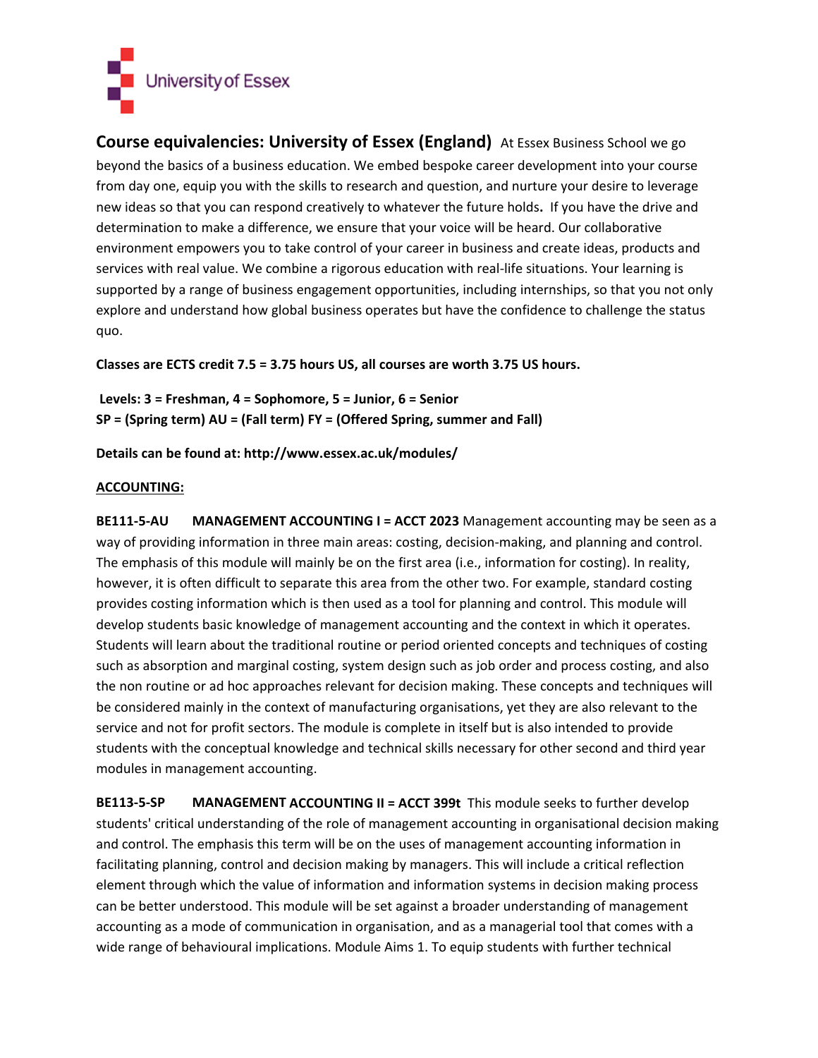University of Essex

**Course equivalencies: University of Essex (England)** At Essex Business School we go beyond the basics of a business education. We embed bespoke career development into your course from day one, equip you with the skills to research and question, and nurture your desire to leverage new ideas so that you can respond creatively to whatever the future holds**.** If you have the drive and determination to make a difference, we ensure that your voice will be heard. Our collaborative environment empowers you to take control of your career in business and create ideas, products and services with real value. We combine a rigorous education with real-life situations. Your learning is supported by a range of business engagement opportunities, including internships, so that you not only explore and understand how global business operates but have the confidence to challenge the status quo.

**Classes are ECTS credit 7.5 = 3.75 hours US, all courses are worth 3.75 US hours.**

**Levels: 3 = Freshman, 4 = Sophomore, 5 = Junior, 6 = Senior**
**SP = (Spring term) AU = (Fall term) FY = (Offered Spring, summer and Fall)**

**Details can be found at: http://www.essex.ac.uk/modules/**

**ACCOUNTING:**

**BE111-5-AU MANAGEMENT ACCOUNTING I = ACCT 2023** Management accounting may be seen as a way of providing information in three main areas: costing, decision-making, and planning and control. The emphasis of this module will mainly be on the first area (i.e., information for costing). In reality, however, it is often difficult to separate this area from the other two. For example, standard costing provides costing information which is then used as a tool for planning and control. This module will develop students basic knowledge of management accounting and the context in which it operates. Students will learn about the traditional routine or period oriented concepts and techniques of costing such as absorption and marginal costing, system design such as job order and process costing, and also the non routine or ad hoc approaches relevant for decision making. These concepts and techniques will be considered mainly in the context of manufacturing organisations, yet they are also relevant to the service and not for profit sectors. The module is complete in itself but is also intended to provide students with the conceptual knowledge and technical skills necessary for other second and third year modules in management accounting.

**BE113-5-SP MANAGEMENT ACCOUNTING II = ACCT 399t** This module seeks to further develop students' critical understanding of the role of management accounting in organisational decision making and control. The emphasis this term will be on the uses of management accounting information in facilitating planning, control and decision making by managers. This will include a critical reflection element through which the value of information and information systems in decision making process can be better understood. This module will be set against a broader understanding of management accounting as a mode of communication in organisation, and as a managerial tool that comes with a wide range of behavioural implications. Module Aims 1. To equip students with further technical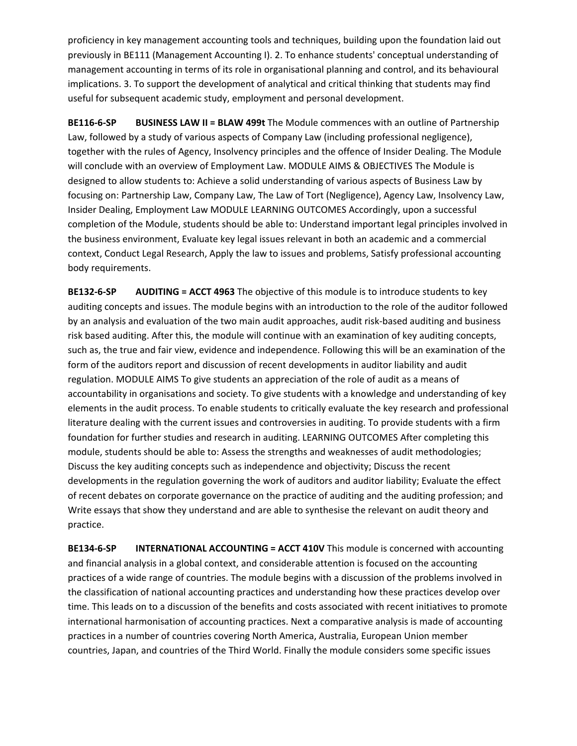proficiency in key management accounting tools and techniques, building upon the foundation laid out previously in BE111 (Management Accounting I). 2. To enhance students' conceptual understanding of management accounting in terms of its role in organisational planning and control, and its behavioural implications. 3. To support the development of analytical and critical thinking that students may find useful for subsequent academic study, employment and personal development.

**BE116-6-SP  BUSINESS LAW II = BLAW 499t** The Module commences with an outline of Partnership Law, followed by a study of various aspects of Company Law (including professional negligence), together with the rules of Agency, Insolvency principles and the offence of Insider Dealing. The Module will conclude with an overview of Employment Law. MODULE AIMS & OBJECTIVES The Module is designed to allow students to: Achieve a solid understanding of various aspects of Business Law by focusing on: Partnership Law, Company Law, The Law of Tort (Negligence), Agency Law, Insolvency Law, Insider Dealing, Employment Law MODULE LEARNING OUTCOMES Accordingly, upon a successful completion of the Module, students should be able to: Understand important legal principles involved in the business environment, Evaluate key legal issues relevant in both an academic and a commercial context, Conduct Legal Research, Apply the law to issues and problems, Satisfy professional accounting body requirements.

**BE132-6-SP  AUDITING = ACCT 4963** The objective of this module is to introduce students to key auditing concepts and issues. The module begins with an introduction to the role of the auditor followed by an analysis and evaluation of the two main audit approaches, audit risk-based auditing and business risk based auditing. After this, the module will continue with an examination of key auditing concepts, such as, the true and fair view, evidence and independence. Following this will be an examination of the form of the auditors report and discussion of recent developments in auditor liability and audit regulation. MODULE AIMS To give students an appreciation of the role of audit as a means of accountability in organisations and society. To give students with a knowledge and understanding of key elements in the audit process. To enable students to critically evaluate the key research and professional literature dealing with the current issues and controversies in auditing. To provide students with a firm foundation for further studies and research in auditing. LEARNING OUTCOMES After completing this module, students should be able to: Assess the strengths and weaknesses of audit methodologies; Discuss the key auditing concepts such as independence and objectivity; Discuss the recent developments in the regulation governing the work of auditors and auditor liability; Evaluate the effect of recent debates on corporate governance on the practice of auditing and the auditing profession; and Write essays that show they understand and are able to synthesise the relevant on audit theory and practice.

**BE134-6-SP  INTERNATIONAL ACCOUNTING = ACCT 410V** This module is concerned with accounting and financial analysis in a global context, and considerable attention is focused on the accounting practices of a wide range of countries. The module begins with a discussion of the problems involved in the classification of national accounting practices and understanding how these practices develop over time. This leads on to a discussion of the benefits and costs associated with recent initiatives to promote international harmonisation of accounting practices. Next a comparative analysis is made of accounting practices in a number of countries covering North America, Australia, European Union member countries, Japan, and countries of the Third World. Finally the module considers some specific issues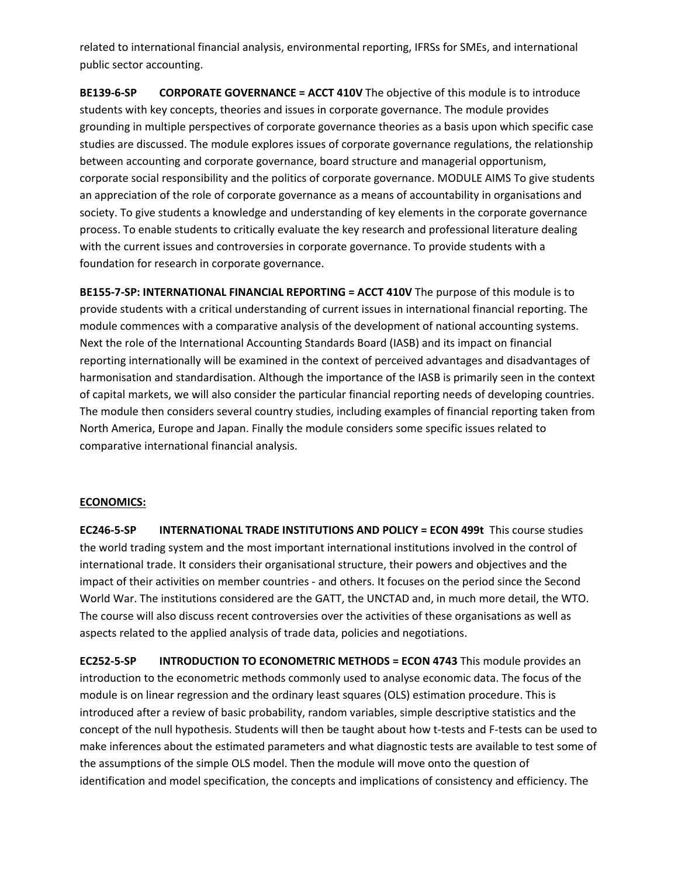related to international financial analysis, environmental reporting, IFRSs for SMEs, and international public sector accounting.

**BE139-6-SP CORPORATE GOVERNANCE = ACCT 410V** The objective of this module is to introduce students with key concepts, theories and issues in corporate governance. The module provides grounding in multiple perspectives of corporate governance theories as a basis upon which specific case studies are discussed. The module explores issues of corporate governance regulations, the relationship between accounting and corporate governance, board structure and managerial opportunism, corporate social responsibility and the politics of corporate governance. MODULE AIMS To give students an appreciation of the role of corporate governance as a means of accountability in organisations and society. To give students a knowledge and understanding of key elements in the corporate governance process. To enable students to critically evaluate the key research and professional literature dealing with the current issues and controversies in corporate governance. To provide students with a foundation for research in corporate governance.

**BE155-7-SP: INTERNATIONAL FINANCIAL REPORTING = ACCT 410V** The purpose of this module is to provide students with a critical understanding of current issues in international financial reporting. The module commences with a comparative analysis of the development of national accounting systems. Next the role of the International Accounting Standards Board (IASB) and its impact on financial reporting internationally will be examined in the context of perceived advantages and disadvantages of harmonisation and standardisation. Although the importance of the IASB is primarily seen in the context of capital markets, we will also consider the particular financial reporting needs of developing countries. The module then considers several country studies, including examples of financial reporting taken from North America, Europe and Japan. Finally the module considers some specific issues related to comparative international financial analysis.

**ECONOMICS:**

**EC246-5-SP INTERNATIONAL TRADE INSTITUTIONS AND POLICY = ECON 499t** This course studies the world trading system and the most important international institutions involved in the control of international trade. It considers their organisational structure, their powers and objectives and the impact of their activities on member countries - and others. It focuses on the period since the Second World War. The institutions considered are the GATT, the UNCTAD and, in much more detail, the WTO. The course will also discuss recent controversies over the activities of these organisations as well as aspects related to the applied analysis of trade data, policies and negotiations.

**EC252-5-SP INTRODUCTION TO ECONOMETRIC METHODS = ECON 4743** This module provides an introduction to the econometric methods commonly used to analyse economic data. The focus of the module is on linear regression and the ordinary least squares (OLS) estimation procedure. This is introduced after a review of basic probability, random variables, simple descriptive statistics and the concept of the null hypothesis. Students will then be taught about how t-tests and F-tests can be used to make inferences about the estimated parameters and what diagnostic tests are available to test some of the assumptions of the simple OLS model. Then the module will move onto the question of identification and model specification, the concepts and implications of consistency and efficiency. The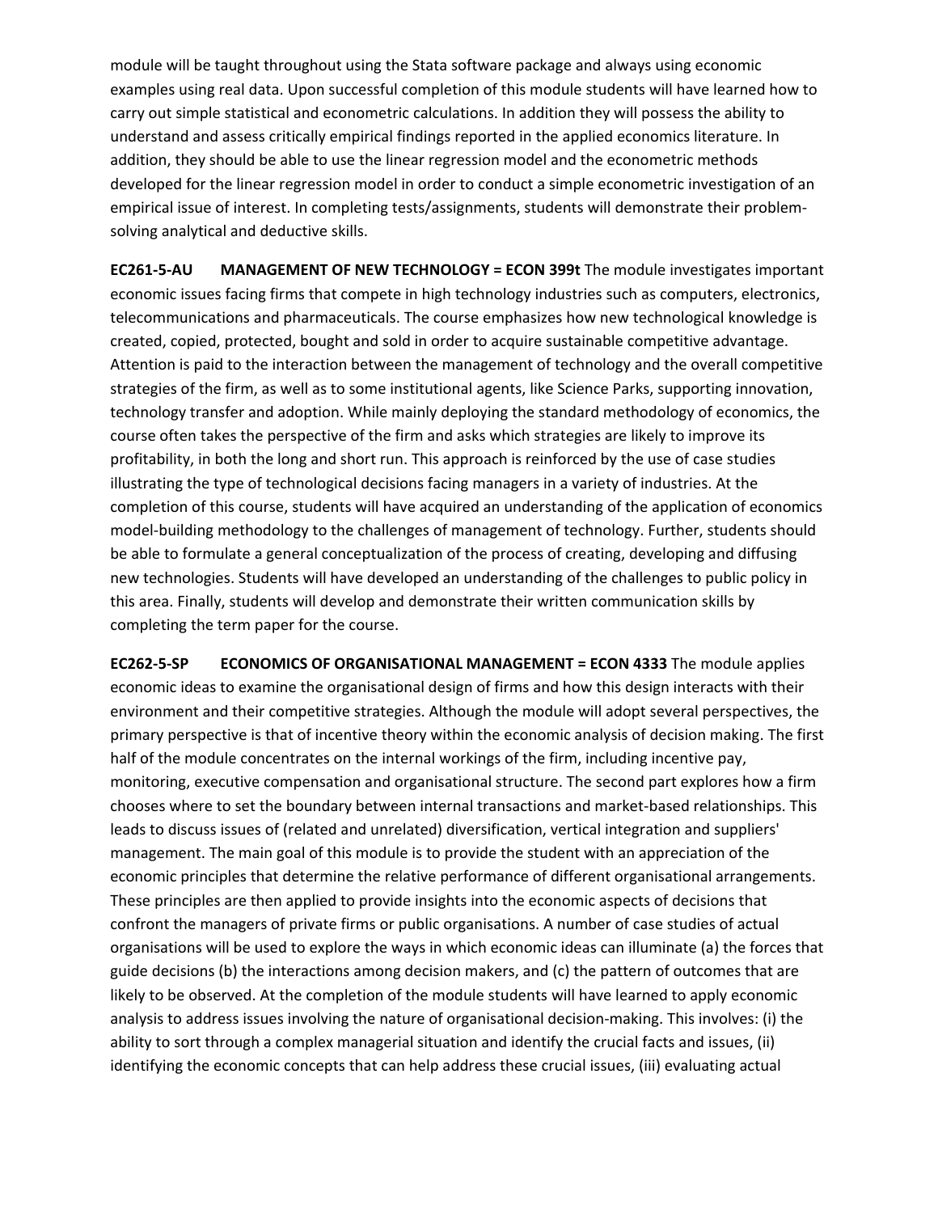module will be taught throughout using the Stata software package and always using economic examples using real data. Upon successful completion of this module students will have learned how to carry out simple statistical and econometric calculations. In addition they will possess the ability to understand and assess critically empirical findings reported in the applied economics literature. In addition, they should be able to use the linear regression model and the econometric methods developed for the linear regression model in order to conduct a simple econometric investigation of an empirical issue of interest. In completing tests/assignments, students will demonstrate their problem-solving analytical and deductive skills.

**EC261-5-AU MANAGEMENT OF NEW TECHNOLOGY = ECON 399t** The module investigates important economic issues facing firms that compete in high technology industries such as computers, electronics, telecommunications and pharmaceuticals. The course emphasizes how new technological knowledge is created, copied, protected, bought and sold in order to acquire sustainable competitive advantage. Attention is paid to the interaction between the management of technology and the overall competitive strategies of the firm, as well as to some institutional agents, like Science Parks, supporting innovation, technology transfer and adoption. While mainly deploying the standard methodology of economics, the course often takes the perspective of the firm and asks which strategies are likely to improve its profitability, in both the long and short run. This approach is reinforced by the use of case studies illustrating the type of technological decisions facing managers in a variety of industries. At the completion of this course, students will have acquired an understanding of the application of economics model-building methodology to the challenges of management of technology. Further, students should be able to formulate a general conceptualization of the process of creating, developing and diffusing new technologies. Students will have developed an understanding of the challenges to public policy in this area. Finally, students will develop and demonstrate their written communication skills by completing the term paper for the course.

**EC262-5-SP ECONOMICS OF ORGANISATIONAL MANAGEMENT = ECON 4333** The module applies economic ideas to examine the organisational design of firms and how this design interacts with their environment and their competitive strategies. Although the module will adopt several perspectives, the primary perspective is that of incentive theory within the economic analysis of decision making. The first half of the module concentrates on the internal workings of the firm, including incentive pay, monitoring, executive compensation and organisational structure. The second part explores how a firm chooses where to set the boundary between internal transactions and market-based relationships. This leads to discuss issues of (related and unrelated) diversification, vertical integration and suppliers' management. The main goal of this module is to provide the student with an appreciation of the economic principles that determine the relative performance of different organisational arrangements. These principles are then applied to provide insights into the economic aspects of decisions that confront the managers of private firms or public organisations. A number of case studies of actual organisations will be used to explore the ways in which economic ideas can illuminate (a) the forces that guide decisions (b) the interactions among decision makers, and (c) the pattern of outcomes that are likely to be observed. At the completion of the module students will have learned to apply economic analysis to address issues involving the nature of organisational decision-making. This involves: (i) the ability to sort through a complex managerial situation and identify the crucial facts and issues, (ii) identifying the economic concepts that can help address these crucial issues, (iii) evaluating actual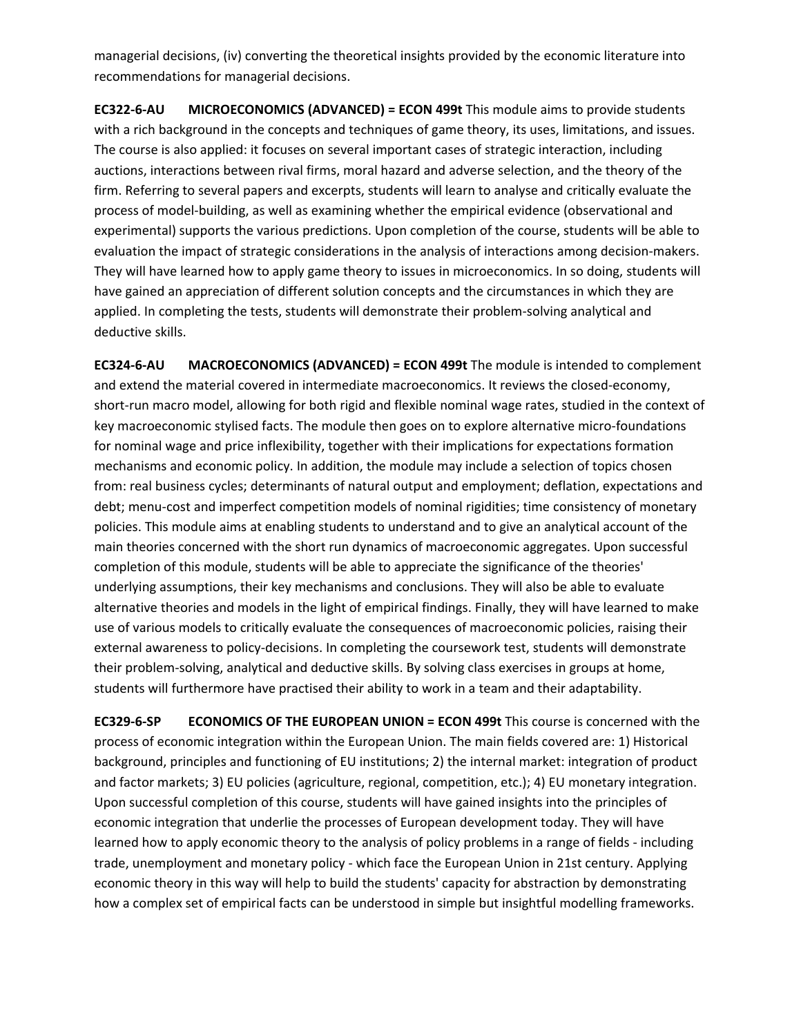managerial decisions, (iv) converting the theoretical insights provided by the economic literature into recommendations for managerial decisions.

**EC322-6-AU MICROECONOMICS (ADVANCED) = ECON 499t** This module aims to provide students with a rich background in the concepts and techniques of game theory, its uses, limitations, and issues. The course is also applied: it focuses on several important cases of strategic interaction, including auctions, interactions between rival firms, moral hazard and adverse selection, and the theory of the firm. Referring to several papers and excerpts, students will learn to analyse and critically evaluate the process of model-building, as well as examining whether the empirical evidence (observational and experimental) supports the various predictions. Upon completion of the course, students will be able to evaluation the impact of strategic considerations in the analysis of interactions among decision-makers. They will have learned how to apply game theory to issues in microeconomics. In so doing, students will have gained an appreciation of different solution concepts and the circumstances in which they are applied. In completing the tests, students will demonstrate their problem-solving analytical and deductive skills.

**EC324-6-AU MACROECONOMICS (ADVANCED) = ECON 499t** The module is intended to complement and extend the material covered in intermediate macroeconomics. It reviews the closed-economy, short-run macro model, allowing for both rigid and flexible nominal wage rates, studied in the context of key macroeconomic stylised facts. The module then goes on to explore alternative micro-foundations for nominal wage and price inflexibility, together with their implications for expectations formation mechanisms and economic policy. In addition, the module may include a selection of topics chosen from: real business cycles; determinants of natural output and employment; deflation, expectations and debt; menu-cost and imperfect competition models of nominal rigidities; time consistency of monetary policies. This module aims at enabling students to understand and to give an analytical account of the main theories concerned with the short run dynamics of macroeconomic aggregates. Upon successful completion of this module, students will be able to appreciate the significance of the theories' underlying assumptions, their key mechanisms and conclusions. They will also be able to evaluate alternative theories and models in the light of empirical findings. Finally, they will have learned to make use of various models to critically evaluate the consequences of macroeconomic policies, raising their external awareness to policy-decisions. In completing the coursework test, students will demonstrate their problem-solving, analytical and deductive skills. By solving class exercises in groups at home, students will furthermore have practised their ability to work in a team and their adaptability.

**EC329-6-SP ECONOMICS OF THE EUROPEAN UNION = ECON 499t** This course is concerned with the process of economic integration within the European Union. The main fields covered are: 1) Historical background, principles and functioning of EU institutions; 2) the internal market: integration of product and factor markets; 3) EU policies (agriculture, regional, competition, etc.); 4) EU monetary integration. Upon successful completion of this course, students will have gained insights into the principles of economic integration that underlie the processes of European development today. They will have learned how to apply economic theory to the analysis of policy problems in a range of fields - including trade, unemployment and monetary policy - which face the European Union in 21st century. Applying economic theory in this way will help to build the students' capacity for abstraction by demonstrating how a complex set of empirical facts can be understood in simple but insightful modelling frameworks.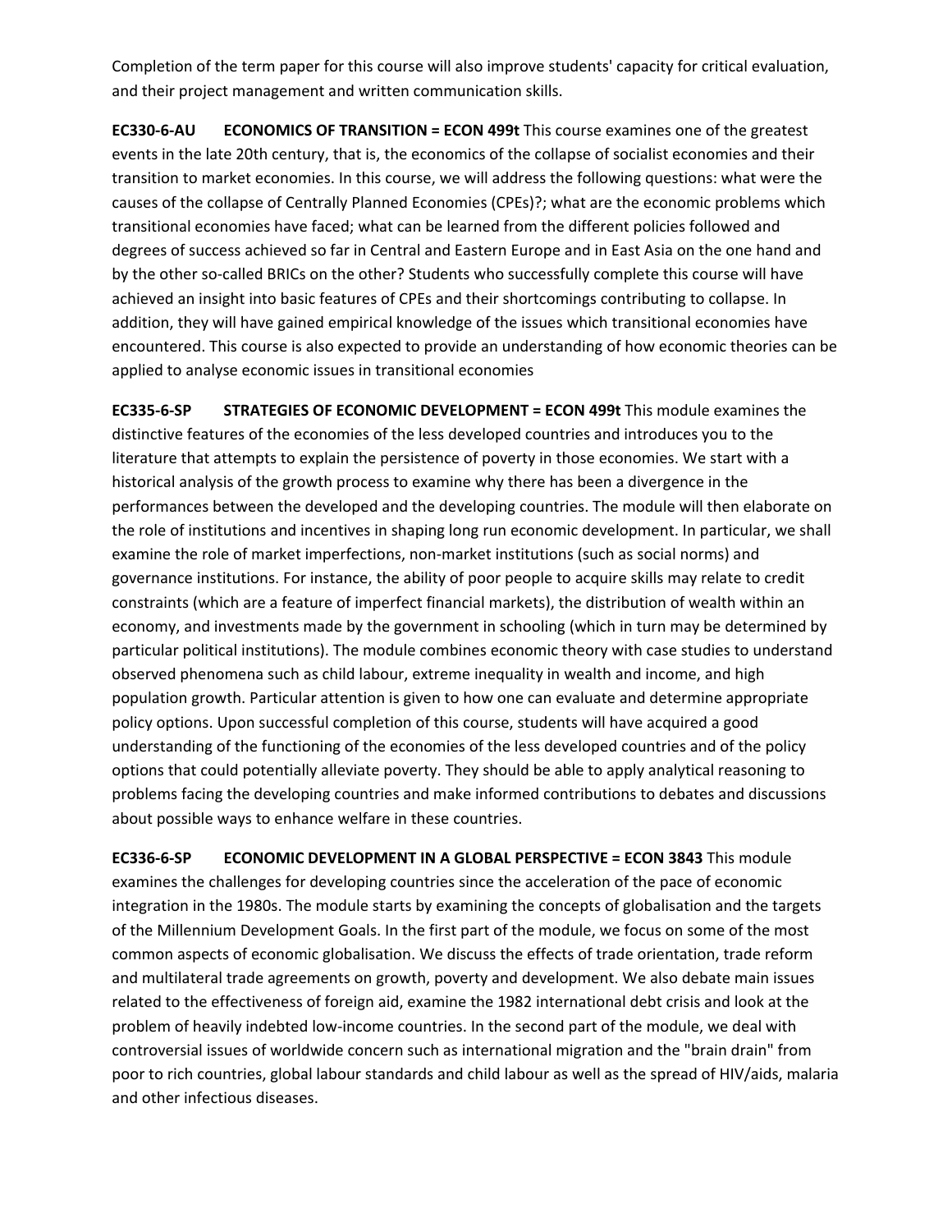Completion of the term paper for this course will also improve students' capacity for critical evaluation, and their project management and written communication skills.

**EC330-6-AU ECONOMICS OF TRANSITION = ECON 499t** This course examines one of the greatest events in the late 20th century, that is, the economics of the collapse of socialist economies and their transition to market economies. In this course, we will address the following questions: what were the causes of the collapse of Centrally Planned Economies (CPEs)?; what are the economic problems which transitional economies have faced; what can be learned from the different policies followed and degrees of success achieved so far in Central and Eastern Europe and in East Asia on the one hand and by the other so-called BRICs on the other? Students who successfully complete this course will have achieved an insight into basic features of CPEs and their shortcomings contributing to collapse. In addition, they will have gained empirical knowledge of the issues which transitional economies have encountered. This course is also expected to provide an understanding of how economic theories can be applied to analyse economic issues in transitional economies

**EC335-6-SP STRATEGIES OF ECONOMIC DEVELOPMENT = ECON 499t** This module examines the distinctive features of the economies of the less developed countries and introduces you to the literature that attempts to explain the persistence of poverty in those economies. We start with a historical analysis of the growth process to examine why there has been a divergence in the performances between the developed and the developing countries. The module will then elaborate on the role of institutions and incentives in shaping long run economic development. In particular, we shall examine the role of market imperfections, non-market institutions (such as social norms) and governance institutions. For instance, the ability of poor people to acquire skills may relate to credit constraints (which are a feature of imperfect financial markets), the distribution of wealth within an economy, and investments made by the government in schooling (which in turn may be determined by particular political institutions). The module combines economic theory with case studies to understand observed phenomena such as child labour, extreme inequality in wealth and income, and high population growth. Particular attention is given to how one can evaluate and determine appropriate policy options. Upon successful completion of this course, students will have acquired a good understanding of the functioning of the economies of the less developed countries and of the policy options that could potentially alleviate poverty. They should be able to apply analytical reasoning to problems facing the developing countries and make informed contributions to debates and discussions about possible ways to enhance welfare in these countries.

**EC336-6-SP ECONOMIC DEVELOPMENT IN A GLOBAL PERSPECTIVE = ECON 3843** This module examines the challenges for developing countries since the acceleration of the pace of economic integration in the 1980s. The module starts by examining the concepts of globalisation and the targets of the Millennium Development Goals. In the first part of the module, we focus on some of the most common aspects of economic globalisation. We discuss the effects of trade orientation, trade reform and multilateral trade agreements on growth, poverty and development. We also debate main issues related to the effectiveness of foreign aid, examine the 1982 international debt crisis and look at the problem of heavily indebted low-income countries. In the second part of the module, we deal with controversial issues of worldwide concern such as international migration and the "brain drain" from poor to rich countries, global labour standards and child labour as well as the spread of HIV/aids, malaria and other infectious diseases.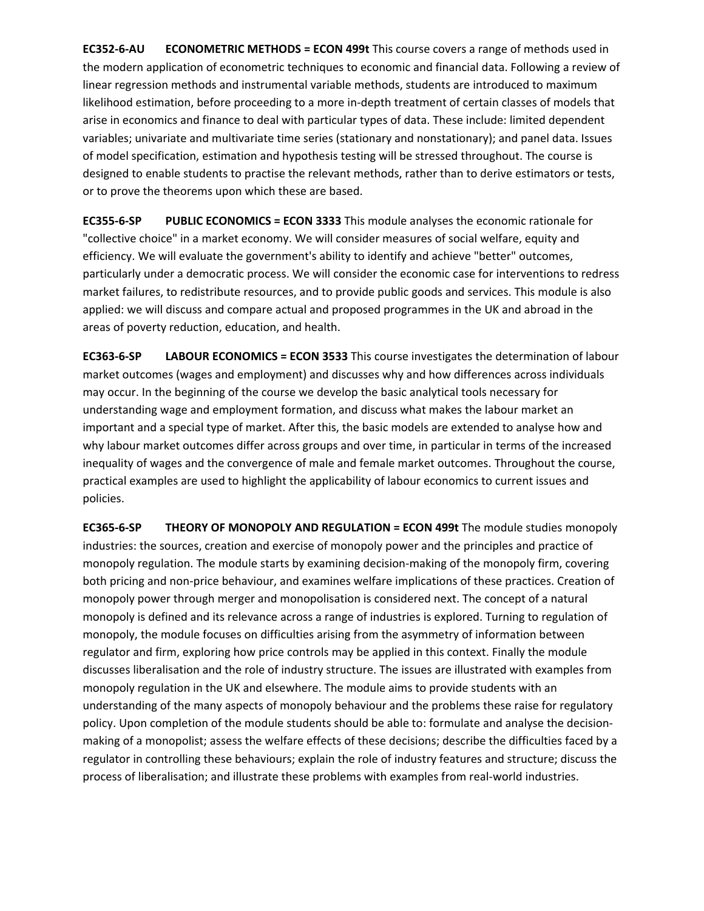**EC352-6-AU ECONOMETRIC METHODS = ECON 499t** This course covers a range of methods used in the modern application of econometric techniques to economic and financial data. Following a review of linear regression methods and instrumental variable methods, students are introduced to maximum likelihood estimation, before proceeding to a more in-depth treatment of certain classes of models that arise in economics and finance to deal with particular types of data. These include: limited dependent variables; univariate and multivariate time series (stationary and nonstationary); and panel data. Issues of model specification, estimation and hypothesis testing will be stressed throughout. The course is designed to enable students to practise the relevant methods, rather than to derive estimators or tests, or to prove the theorems upon which these are based.

**EC355-6-SP PUBLIC ECONOMICS = ECON 3333** This module analyses the economic rationale for "collective choice" in a market economy. We will consider measures of social welfare, equity and efficiency. We will evaluate the government's ability to identify and achieve "better" outcomes, particularly under a democratic process. We will consider the economic case for interventions to redress market failures, to redistribute resources, and to provide public goods and services. This module is also applied: we will discuss and compare actual and proposed programmes in the UK and abroad in the areas of poverty reduction, education, and health.

**EC363-6-SP LABOUR ECONOMICS = ECON 3533** This course investigates the determination of labour market outcomes (wages and employment) and discusses why and how differences across individuals may occur. In the beginning of the course we develop the basic analytical tools necessary for understanding wage and employment formation, and discuss what makes the labour market an important and a special type of market. After this, the basic models are extended to analyse how and why labour market outcomes differ across groups and over time, in particular in terms of the increased inequality of wages and the convergence of male and female market outcomes. Throughout the course, practical examples are used to highlight the applicability of labour economics to current issues and policies.

**EC365-6-SP THEORY OF MONOPOLY AND REGULATION = ECON 499t** The module studies monopoly industries: the sources, creation and exercise of monopoly power and the principles and practice of monopoly regulation. The module starts by examining decision-making of the monopoly firm, covering both pricing and non-price behaviour, and examines welfare implications of these practices. Creation of monopoly power through merger and monopolisation is considered next. The concept of a natural monopoly is defined and its relevance across a range of industries is explored. Turning to regulation of monopoly, the module focuses on difficulties arising from the asymmetry of information between regulator and firm, exploring how price controls may be applied in this context. Finally the module discusses liberalisation and the role of industry structure. The issues are illustrated with examples from monopoly regulation in the UK and elsewhere. The module aims to provide students with an understanding of the many aspects of monopoly behaviour and the problems these raise for regulatory policy. Upon completion of the module students should be able to: formulate and analyse the decision-making of a monopolist; assess the welfare effects of these decisions; describe the difficulties faced by a regulator in controlling these behaviours; explain the role of industry features and structure; discuss the process of liberalisation; and illustrate these problems with examples from real-world industries.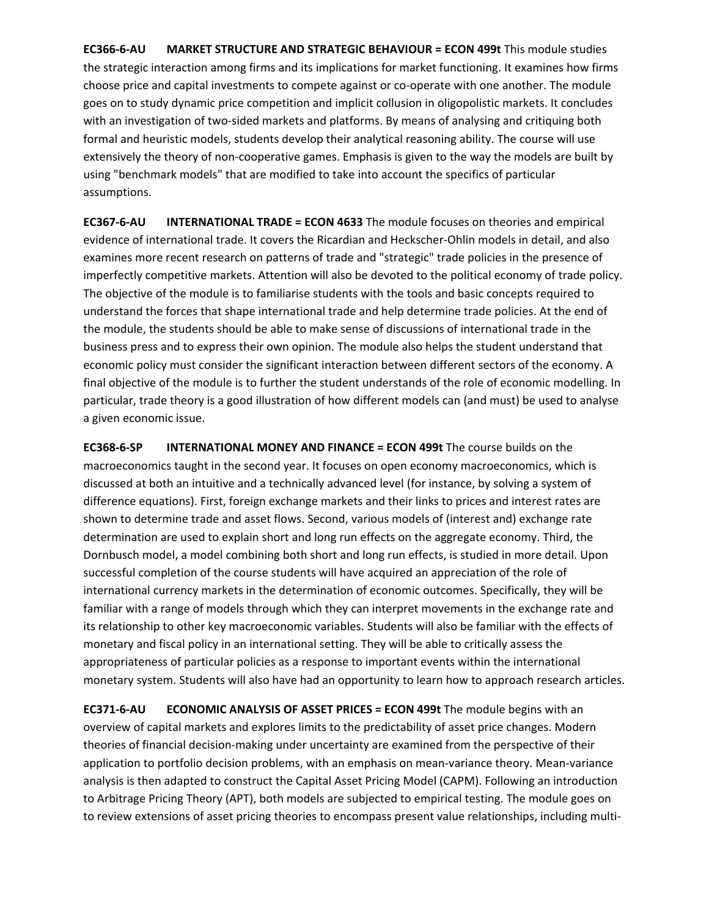**EC366-6-AU MARKET STRUCTURE AND STRATEGIC BEHAVIOUR = ECON 499t** This module studies the strategic interaction among firms and its implications for market functioning. It examines how firms choose price and capital investments to compete against or co-operate with one another. The module goes on to study dynamic price competition and implicit collusion in oligopolistic markets. It concludes with an investigation of two-sided markets and platforms. By means of analysing and critiquing both formal and heuristic models, students develop their analytical reasoning ability. The course will use extensively the theory of non-cooperative games. Emphasis is given to the way the models are built by using "benchmark models" that are modified to take into account the specifics of particular assumptions.

**EC367-6-AU INTERNATIONAL TRADE = ECON 4633** The module focuses on theories and empirical evidence of international trade. It covers the Ricardian and Heckscher-Ohlin models in detail, and also examines more recent research on patterns of trade and "strategic" trade policies in the presence of imperfectly competitive markets. Attention will also be devoted to the political economy of trade policy. The objective of the module is to familiarise students with the tools and basic concepts required to understand the forces that shape international trade and help determine trade policies. At the end of the module, the students should be able to make sense of discussions of international trade in the business press and to express their own opinion. The module also helps the student understand that economic policy must consider the significant interaction between different sectors of the economy. A final objective of the module is to further the student understands of the role of economic modelling. In particular, trade theory is a good illustration of how different models can (and must) be used to analyse a given economic issue.

**EC368-6-SP INTERNATIONAL MONEY AND FINANCE = ECON 499t** The course builds on the macroeconomics taught in the second year. It focuses on open economy macroeconomics, which is discussed at both an intuitive and a technically advanced level (for instance, by solving a system of difference equations). First, foreign exchange markets and their links to prices and interest rates are shown to determine trade and asset flows. Second, various models of (interest and) exchange rate determination are used to explain short and long run effects on the aggregate economy. Third, the Dornbusch model, a model combining both short and long run effects, is studied in more detail. Upon successful completion of the course students will have acquired an appreciation of the role of international currency markets in the determination of economic outcomes. Specifically, they will be familiar with a range of models through which they can interpret movements in the exchange rate and its relationship to other key macroeconomic variables. Students will also be familiar with the effects of monetary and fiscal policy in an international setting. They will be able to critically assess the appropriateness of particular policies as a response to important events within the international monetary system. Students will also have had an opportunity to learn how to approach research articles.

**EC371-6-AU ECONOMIC ANALYSIS OF ASSET PRICES = ECON 499t** The module begins with an overview of capital markets and explores limits to the predictability of asset price changes. Modern theories of financial decision-making under uncertainty are examined from the perspective of their application to portfolio decision problems, with an emphasis on mean-variance theory. Mean-variance analysis is then adapted to construct the Capital Asset Pricing Model (CAPM). Following an introduction to Arbitrage Pricing Theory (APT), both models are subjected to empirical testing. The module goes on to review extensions of asset pricing theories to encompass present value relationships, including multi-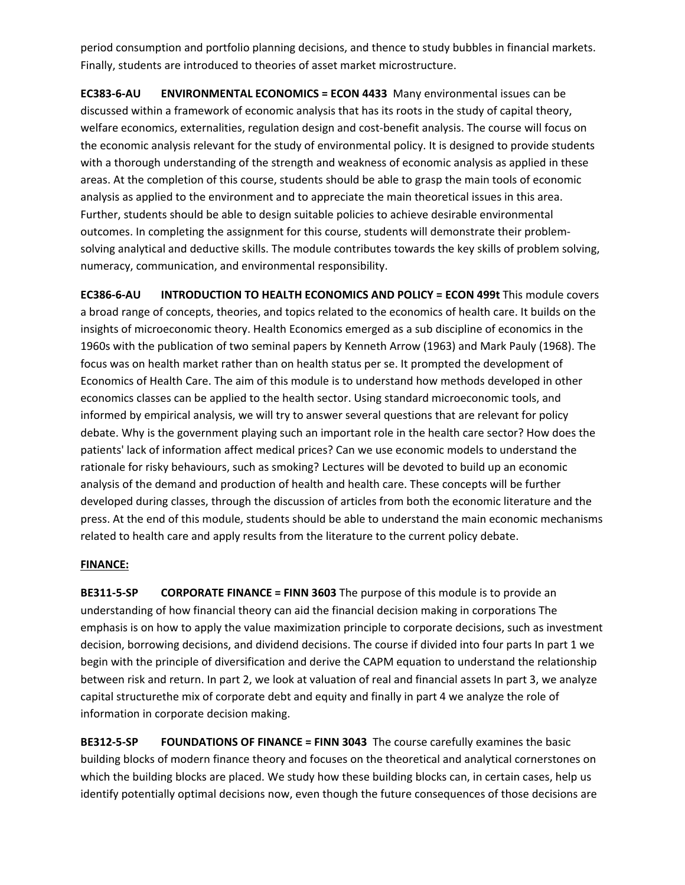period consumption and portfolio planning decisions, and thence to study bubbles in financial markets. Finally, students are introduced to theories of asset market microstructure.

**EC383-6-AU ENVIRONMENTAL ECONOMICS = ECON 4433** Many environmental issues can be discussed within a framework of economic analysis that has its roots in the study of capital theory, welfare economics, externalities, regulation design and cost-benefit analysis. The course will focus on the economic analysis relevant for the study of environmental policy. It is designed to provide students with a thorough understanding of the strength and weakness of economic analysis as applied in these areas. At the completion of this course, students should be able to grasp the main tools of economic analysis as applied to the environment and to appreciate the main theoretical issues in this area. Further, students should be able to design suitable policies to achieve desirable environmental outcomes. In completing the assignment for this course, students will demonstrate their problem-solving analytical and deductive skills. The module contributes towards the key skills of problem solving, numeracy, communication, and environmental responsibility.

**EC386-6-AU INTRODUCTION TO HEALTH ECONOMICS AND POLICY = ECON 499t** This module covers a broad range of concepts, theories, and topics related to the economics of health care. It builds on the insights of microeconomic theory. Health Economics emerged as a sub discipline of economics in the 1960s with the publication of two seminal papers by Kenneth Arrow (1963) and Mark Pauly (1968). The focus was on health market rather than on health status per se. It prompted the development of Economics of Health Care. The aim of this module is to understand how methods developed in other economics classes can be applied to the health sector. Using standard microeconomic tools, and informed by empirical analysis, we will try to answer several questions that are relevant for policy debate. Why is the government playing such an important role in the health care sector? How does the patients' lack of information affect medical prices? Can we use economic models to understand the rationale for risky behaviours, such as smoking? Lectures will be devoted to build up an economic analysis of the demand and production of health and health care. These concepts will be further developed during classes, through the discussion of articles from both the economic literature and the press. At the end of this module, students should be able to understand the main economic mechanisms related to health care and apply results from the literature to the current policy debate.

**FINANCE:**

**BE311-5-SP CORPORATE FINANCE = FINN 3603** The purpose of this module is to provide an understanding of how financial theory can aid the financial decision making in corporations The emphasis is on how to apply the value maximization principle to corporate decisions, such as investment decision, borrowing decisions, and dividend decisions. The course if divided into four parts In part 1 we begin with the principle of diversification and derive the CAPM equation to understand the relationship between risk and return. In part 2, we look at valuation of real and financial assets In part 3, we analyze capital structurethe mix of corporate debt and equity and finally in part 4 we analyze the role of information in corporate decision making.

**BE312-5-SP FOUNDATIONS OF FINANCE = FINN 3043** The course carefully examines the basic building blocks of modern finance theory and focuses on the theoretical and analytical cornerstones on which the building blocks are placed. We study how these building blocks can, in certain cases, help us identify potentially optimal decisions now, even though the future consequences of those decisions are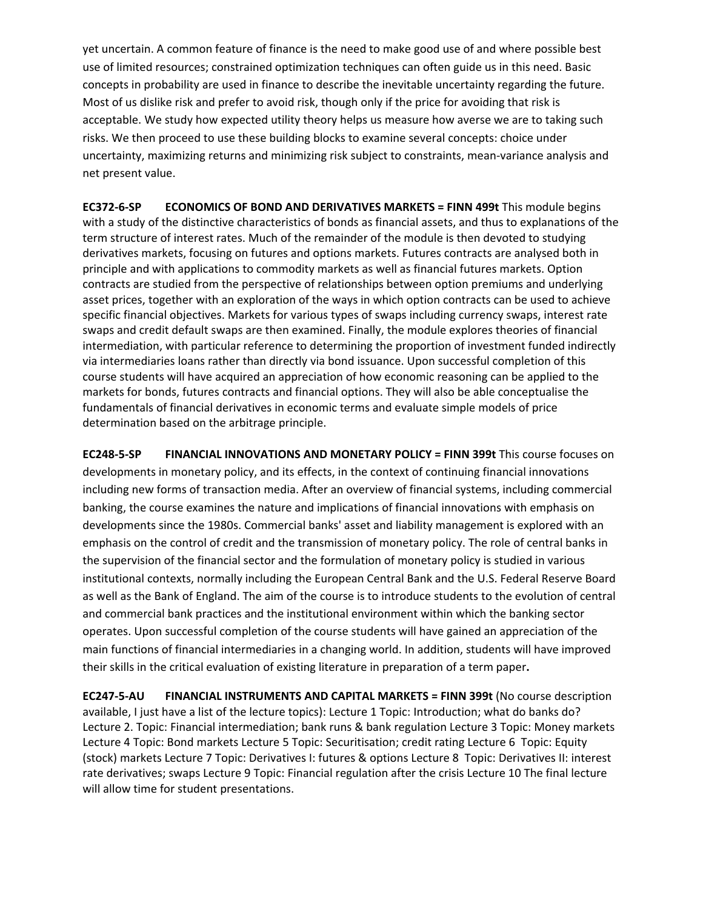yet uncertain. A common feature of finance is the need to make good use of and where possible best use of limited resources; constrained optimization techniques can often guide us in this need. Basic concepts in probability are used in finance to describe the inevitable uncertainty regarding the future. Most of us dislike risk and prefer to avoid risk, though only if the price for avoiding that risk is acceptable. We study how expected utility theory helps us measure how averse we are to taking such risks. We then proceed to use these building blocks to examine several concepts: choice under uncertainty, maximizing returns and minimizing risk subject to constraints, mean-variance analysis and net present value.

**EC372-6-SP ECONOMICS OF BOND AND DERIVATIVES MARKETS = FINN 499t** This module begins with a study of the distinctive characteristics of bonds as financial assets, and thus to explanations of the term structure of interest rates. Much of the remainder of the module is then devoted to studying derivatives markets, focusing on futures and options markets. Futures contracts are analysed both in principle and with applications to commodity markets as well as financial futures markets. Option contracts are studied from the perspective of relationships between option premiums and underlying asset prices, together with an exploration of the ways in which option contracts can be used to achieve specific financial objectives. Markets for various types of swaps including currency swaps, interest rate swaps and credit default swaps are then examined. Finally, the module explores theories of financial intermediation, with particular reference to determining the proportion of investment funded indirectly via intermediaries loans rather than directly via bond issuance. Upon successful completion of this course students will have acquired an appreciation of how economic reasoning can be applied to the markets for bonds, futures contracts and financial options. They will also be able conceptualise the fundamentals of financial derivatives in economic terms and evaluate simple models of price determination based on the arbitrage principle.

**EC248-5-SP FINANCIAL INNOVATIONS AND MONETARY POLICY = FINN 399t** This course focuses on developments in monetary policy, and its effects, in the context of continuing financial innovations including new forms of transaction media. After an overview of financial systems, including commercial banking, the course examines the nature and implications of financial innovations with emphasis on developments since the 1980s. Commercial banks' asset and liability management is explored with an emphasis on the control of credit and the transmission of monetary policy. The role of central banks in the supervision of the financial sector and the formulation of monetary policy is studied in various institutional contexts, normally including the European Central Bank and the U.S. Federal Reserve Board as well as the Bank of England. The aim of the course is to introduce students to the evolution of central and commercial bank practices and the institutional environment within which the banking sector operates. Upon successful completion of the course students will have gained an appreciation of the main functions of financial intermediaries in a changing world. In addition, students will have improved their skills in the critical evaluation of existing literature in preparation of a term paper**.**

**EC247-5-AU FINANCIAL INSTRUMENTS AND CAPITAL MARKETS = FINN 399t** (No course description available, I just have a list of the lecture topics): Lecture 1 Topic: Introduction; what do banks do? Lecture 2. Topic: Financial intermediation; bank runs & bank regulation Lecture 3 Topic: Money markets Lecture 4 Topic: Bond markets Lecture 5 Topic: Securitisation; credit rating Lecture 6 Topic: Equity (stock) markets Lecture 7 Topic: Derivatives I: futures & options Lecture 8 Topic: Derivatives II: interest rate derivatives; swaps Lecture 9 Topic: Financial regulation after the crisis Lecture 10 The final lecture will allow time for student presentations.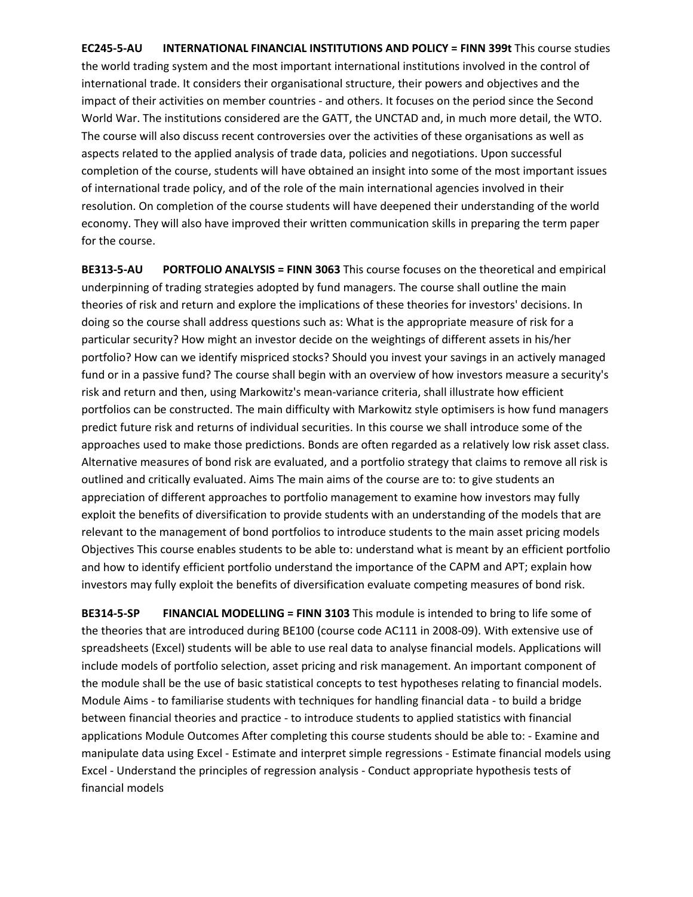**EC245-5-AU INTERNATIONAL FINANCIAL INSTITUTIONS AND POLICY = FINN 399t** This course studies the world trading system and the most important international institutions involved in the control of international trade. It considers their organisational structure, their powers and objectives and the impact of their activities on member countries - and others. It focuses on the period since the Second World War. The institutions considered are the GATT, the UNCTAD and, in much more detail, the WTO. The course will also discuss recent controversies over the activities of these organisations as well as aspects related to the applied analysis of trade data, policies and negotiations. Upon successful completion of the course, students will have obtained an insight into some of the most important issues of international trade policy, and of the role of the main international agencies involved in their resolution. On completion of the course students will have deepened their understanding of the world economy. They will also have improved their written communication skills in preparing the term paper for the course.

**BE313-5-AU PORTFOLIO ANALYSIS = FINN 3063** This course focuses on the theoretical and empirical underpinning of trading strategies adopted by fund managers. The course shall outline the main theories of risk and return and explore the implications of these theories for investors' decisions. In doing so the course shall address questions such as: What is the appropriate measure of risk for a particular security? How might an investor decide on the weightings of different assets in his/her portfolio? How can we identify mispriced stocks? Should you invest your savings in an actively managed fund or in a passive fund? The course shall begin with an overview of how investors measure a security's risk and return and then, using Markowitz's mean-variance criteria, shall illustrate how efficient portfolios can be constructed. The main difficulty with Markowitz style optimisers is how fund managers predict future risk and returns of individual securities. In this course we shall introduce some of the approaches used to make those predictions. Bonds are often regarded as a relatively low risk asset class. Alternative measures of bond risk are evaluated, and a portfolio strategy that claims to remove all risk is outlined and critically evaluated. Aims The main aims of the course are to: to give students an appreciation of different approaches to portfolio management to examine how investors may fully exploit the benefits of diversification to provide students with an understanding of the models that are relevant to the management of bond portfolios to introduce students to the main asset pricing models Objectives This course enables students to be able to: understand what is meant by an efficient portfolio and how to identify efficient portfolio understand the importance of the CAPM and APT; explain how investors may fully exploit the benefits of diversification evaluate competing measures of bond risk.

**BE314-5-SP FINANCIAL MODELLING = FINN 3103** This module is intended to bring to life some of the theories that are introduced during BE100 (course code AC111 in 2008-09). With extensive use of spreadsheets (Excel) students will be able to use real data to analyse financial models. Applications will include models of portfolio selection, asset pricing and risk management. An important component of the module shall be the use of basic statistical concepts to test hypotheses relating to financial models. Module Aims - to familiarise students with techniques for handling financial data - to build a bridge between financial theories and practice - to introduce students to applied statistics with financial applications Module Outcomes After completing this course students should be able to: - Examine and manipulate data using Excel - Estimate and interpret simple regressions - Estimate financial models using Excel - Understand the principles of regression analysis - Conduct appropriate hypothesis tests of financial models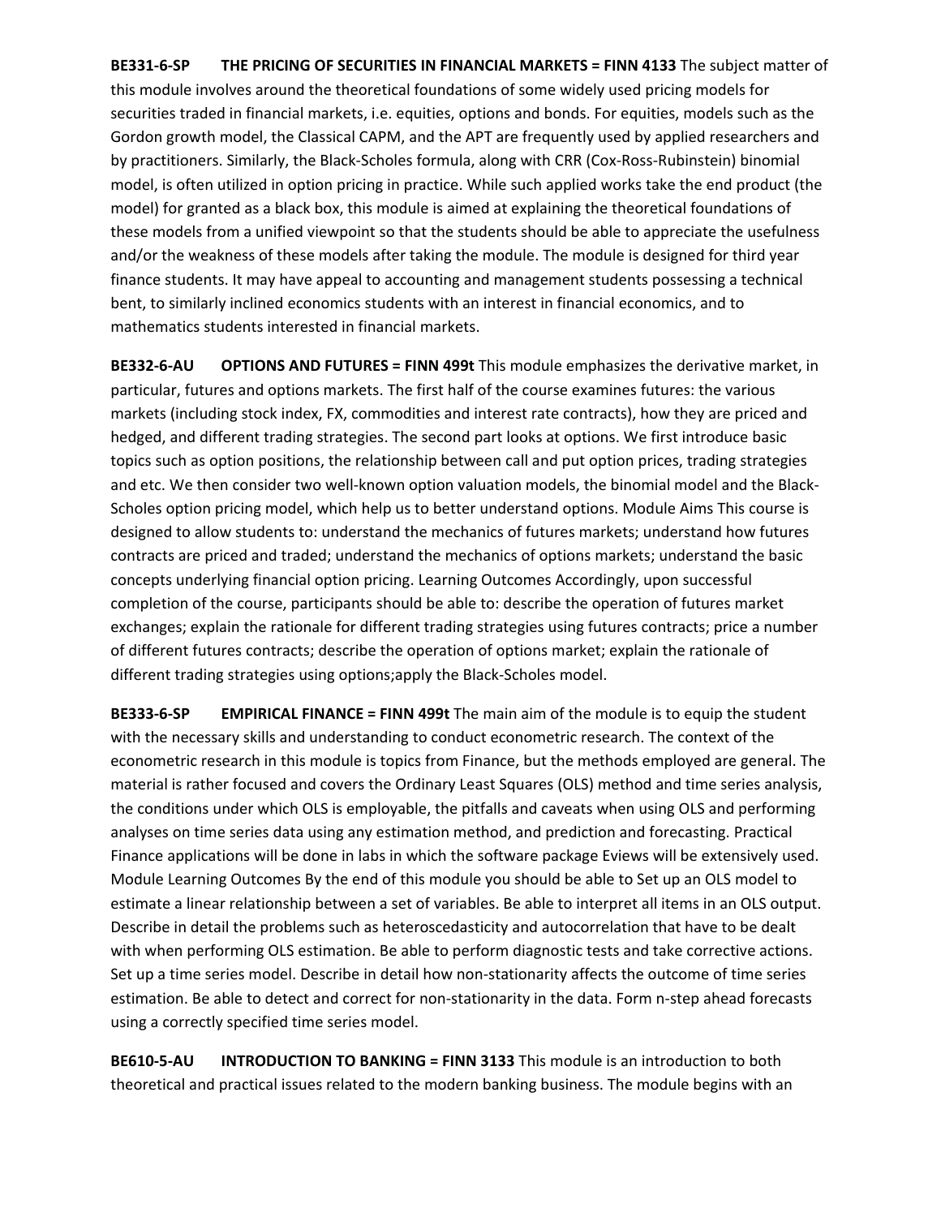**BE331-6-SP THE PRICING OF SECURITIES IN FINANCIAL MARKETS = FINN 4133** The subject matter of this module involves around the theoretical foundations of some widely used pricing models for securities traded in financial markets, i.e. equities, options and bonds. For equities, models such as the Gordon growth model, the Classical CAPM, and the APT are frequently used by applied researchers and by practitioners. Similarly, the Black-Scholes formula, along with CRR (Cox-Ross-Rubinstein) binomial model, is often utilized in option pricing in practice. While such applied works take the end product (the model) for granted as a black box, this module is aimed at explaining the theoretical foundations of these models from a unified viewpoint so that the students should be able to appreciate the usefulness and/or the weakness of these models after taking the module. The module is designed for third year finance students. It may have appeal to accounting and management students possessing a technical bent, to similarly inclined economics students with an interest in financial economics, and to mathematics students interested in financial markets.

**BE332-6-AU OPTIONS AND FUTURES = FINN 499t** This module emphasizes the derivative market, in particular, futures and options markets. The first half of the course examines futures: the various markets (including stock index, FX, commodities and interest rate contracts), how they are priced and hedged, and different trading strategies. The second part looks at options. We first introduce basic topics such as option positions, the relationship between call and put option prices, trading strategies and etc. We then consider two well-known option valuation models, the binomial model and the Black-Scholes option pricing model, which help us to better understand options. Module Aims This course is designed to allow students to: understand the mechanics of futures markets; understand how futures contracts are priced and traded; understand the mechanics of options markets; understand the basic concepts underlying financial option pricing. Learning Outcomes Accordingly, upon successful completion of the course, participants should be able to: describe the operation of futures market exchanges; explain the rationale for different trading strategies using futures contracts; price a number of different futures contracts; describe the operation of options market; explain the rationale of different trading strategies using options;apply the Black-Scholes model.

**BE333-6-SP EMPIRICAL FINANCE = FINN 499t** The main aim of the module is to equip the student with the necessary skills and understanding to conduct econometric research. The context of the econometric research in this module is topics from Finance, but the methods employed are general. The material is rather focused and covers the Ordinary Least Squares (OLS) method and time series analysis, the conditions under which OLS is employable, the pitfalls and caveats when using OLS and performing analyses on time series data using any estimation method, and prediction and forecasting. Practical Finance applications will be done in labs in which the software package Eviews will be extensively used. Module Learning Outcomes By the end of this module you should be able to Set up an OLS model to estimate a linear relationship between a set of variables. Be able to interpret all items in an OLS output. Describe in detail the problems such as heteroscedasticity and autocorrelation that have to be dealt with when performing OLS estimation. Be able to perform diagnostic tests and take corrective actions. Set up a time series model. Describe in detail how non-stationarity affects the outcome of time series estimation. Be able to detect and correct for non-stationarity in the data. Form n-step ahead forecasts using a correctly specified time series model.

**BE610-5-AU INTRODUCTION TO BANKING = FINN 3133** This module is an introduction to both theoretical and practical issues related to the modern banking business. The module begins with an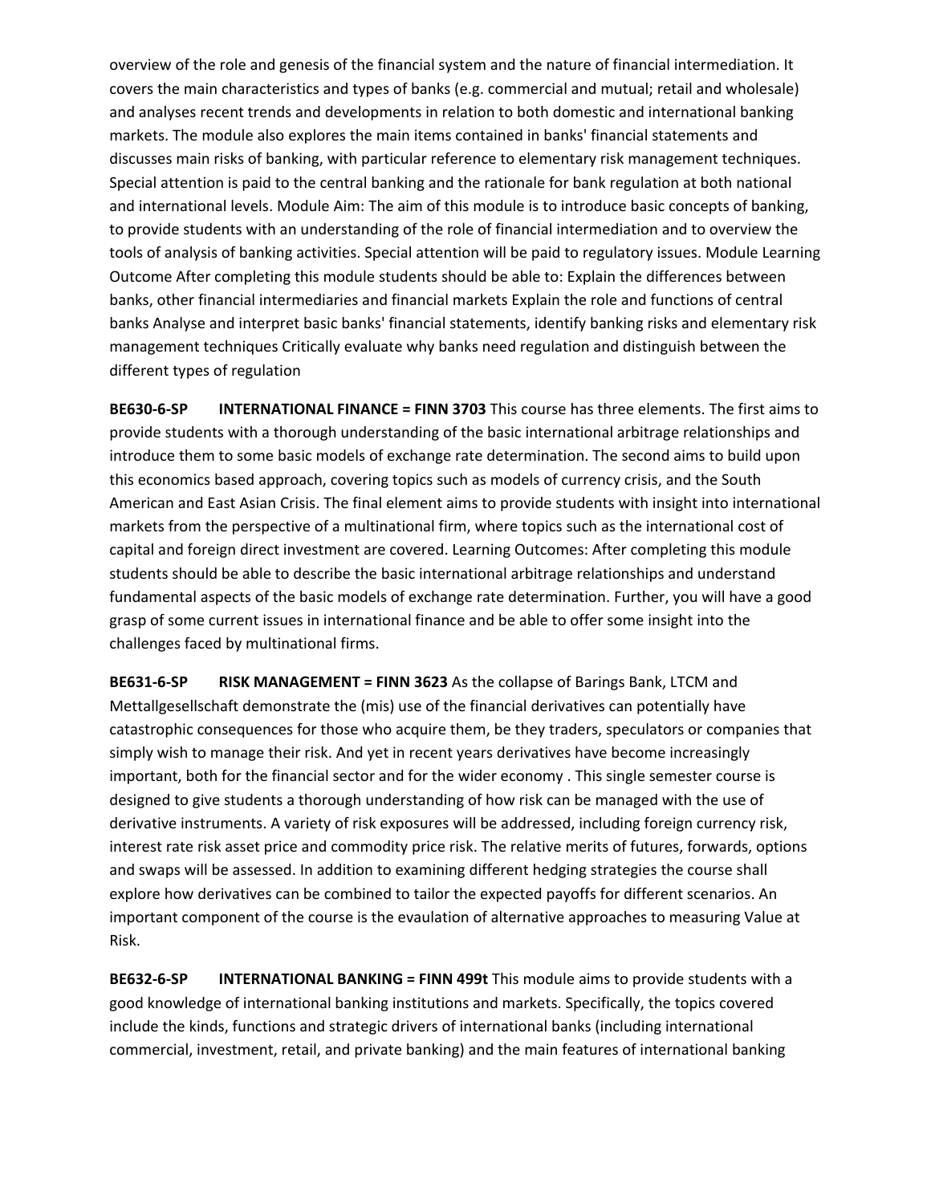overview of the role and genesis of the financial system and the nature of financial intermediation. It covers the main characteristics and types of banks (e.g. commercial and mutual; retail and wholesale) and analyses recent trends and developments in relation to both domestic and international banking markets. The module also explores the main items contained in banks' financial statements and discusses main risks of banking, with particular reference to elementary risk management techniques. Special attention is paid to the central banking and the rationale for bank regulation at both national and international levels. Module Aim: The aim of this module is to introduce basic concepts of banking, to provide students with an understanding of the role of financial intermediation and to overview the tools of analysis of banking activities. Special attention will be paid to regulatory issues. Module Learning Outcome After completing this module students should be able to: Explain the differences between banks, other financial intermediaries and financial markets Explain the role and functions of central banks Analyse and interpret basic banks' financial statements, identify banking risks and elementary risk management techniques Critically evaluate why banks need regulation and distinguish between the different types of regulation

**BE630-6-SP INTERNATIONAL FINANCE = FINN 3703** This course has three elements. The first aims to provide students with a thorough understanding of the basic international arbitrage relationships and introduce them to some basic models of exchange rate determination. The second aims to build upon this economics based approach, covering topics such as models of currency crisis, and the South American and East Asian Crisis. The final element aims to provide students with insight into international markets from the perspective of a multinational firm, where topics such as the international cost of capital and foreign direct investment are covered. Learning Outcomes: After completing this module students should be able to describe the basic international arbitrage relationships and understand fundamental aspects of the basic models of exchange rate determination. Further, you will have a good grasp of some current issues in international finance and be able to offer some insight into the challenges faced by multinational firms.

**BE631-6-SP RISK MANAGEMENT = FINN 3623** As the collapse of Barings Bank, LTCM and Mettallgesellschaft demonstrate the (mis) use of the financial derivatives can potentially have catastrophic consequences for those who acquire them, be they traders, speculators or companies that simply wish to manage their risk. And yet in recent years derivatives have become increasingly important, both for the financial sector and for the wider economy . This single semester course is designed to give students a thorough understanding of how risk can be managed with the use of derivative instruments. A variety of risk exposures will be addressed, including foreign currency risk, interest rate risk asset price and commodity price risk. The relative merits of futures, forwards, options and swaps will be assessed. In addition to examining different hedging strategies the course shall explore how derivatives can be combined to tailor the expected payoffs for different scenarios. An important component of the course is the evaulation of alternative approaches to measuring Value at Risk.

**BE632-6-SP INTERNATIONAL BANKING = FINN 499t** This module aims to provide students with a good knowledge of international banking institutions and markets. Specifically, the topics covered include the kinds, functions and strategic drivers of international banks (including international commercial, investment, retail, and private banking) and the main features of international banking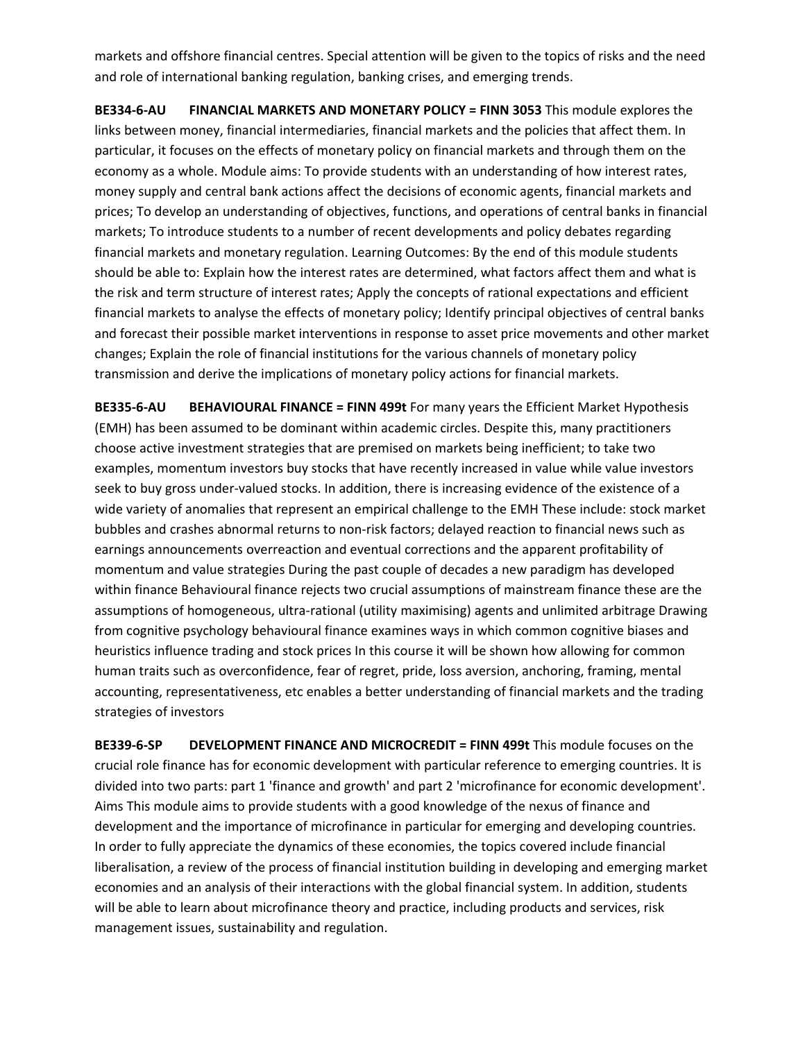markets and offshore financial centres. Special attention will be given to the topics of risks and the need and role of international banking regulation, banking crises, and emerging trends.

**BE334-6-AU FINANCIAL MARKETS AND MONETARY POLICY = FINN 3053** This module explores the links between money, financial intermediaries, financial markets and the policies that affect them. In particular, it focuses on the effects of monetary policy on financial markets and through them on the economy as a whole. Module aims: To provide students with an understanding of how interest rates, money supply and central bank actions affect the decisions of economic agents, financial markets and prices; To develop an understanding of objectives, functions, and operations of central banks in financial markets; To introduce students to a number of recent developments and policy debates regarding financial markets and monetary regulation. Learning Outcomes: By the end of this module students should be able to: Explain how the interest rates are determined, what factors affect them and what is the risk and term structure of interest rates; Apply the concepts of rational expectations and efficient financial markets to analyse the effects of monetary policy; Identify principal objectives of central banks and forecast their possible market interventions in response to asset price movements and other market changes; Explain the role of financial institutions for the various channels of monetary policy transmission and derive the implications of monetary policy actions for financial markets.

**BE335-6-AU BEHAVIOURAL FINANCE = FINN 499t** For many years the Efficient Market Hypothesis (EMH) has been assumed to be dominant within academic circles. Despite this, many practitioners choose active investment strategies that are premised on markets being inefficient; to take two examples, momentum investors buy stocks that have recently increased in value while value investors seek to buy gross under-valued stocks. In addition, there is increasing evidence of the existence of a wide variety of anomalies that represent an empirical challenge to the EMH These include: stock market bubbles and crashes abnormal returns to non-risk factors; delayed reaction to financial news such as earnings announcements overreaction and eventual corrections and the apparent profitability of momentum and value strategies During the past couple of decades a new paradigm has developed within finance Behavioural finance rejects two crucial assumptions of mainstream finance these are the assumptions of homogeneous, ultra-rational (utility maximising) agents and unlimited arbitrage Drawing from cognitive psychology behavioural finance examines ways in which common cognitive biases and heuristics influence trading and stock prices In this course it will be shown how allowing for common human traits such as overconfidence, fear of regret, pride, loss aversion, anchoring, framing, mental accounting, representativeness, etc enables a better understanding of financial markets and the trading strategies of investors

**BE339-6-SP DEVELOPMENT FINANCE AND MICROCREDIT = FINN 499t** This module focuses on the crucial role finance has for economic development with particular reference to emerging countries. It is divided into two parts: part 1 'finance and growth' and part 2 'microfinance for economic development'. Aims This module aims to provide students with a good knowledge of the nexus of finance and development and the importance of microfinance in particular for emerging and developing countries. In order to fully appreciate the dynamics of these economies, the topics covered include financial liberalisation, a review of the process of financial institution building in developing and emerging market economies and an analysis of their interactions with the global financial system. In addition, students will be able to learn about microfinance theory and practice, including products and services, risk management issues, sustainability and regulation.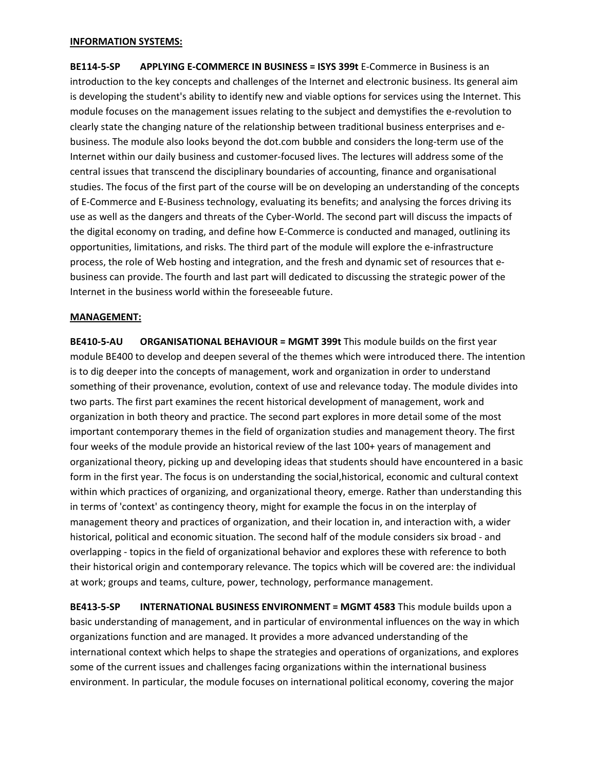**INFORMATION SYSTEMS:**

**BE114-5-SP APPLYING E-COMMERCE IN BUSINESS = ISYS 399t** E-Commerce in Business is an introduction to the key concepts and challenges of the Internet and electronic business. Its general aim is developing the student's ability to identify new and viable options for services using the Internet. This module focuses on the management issues relating to the subject and demystifies the e-revolution to clearly state the changing nature of the relationship between traditional business enterprises and e-business. The module also looks beyond the dot.com bubble and considers the long-term use of the Internet within our daily business and customer-focused lives. The lectures will address some of the central issues that transcend the disciplinary boundaries of accounting, finance and organisational studies. The focus of the first part of the course will be on developing an understanding of the concepts of E-Commerce and E-Business technology, evaluating its benefits; and analysing the forces driving its use as well as the dangers and threats of the Cyber-World. The second part will discuss the impacts of the digital economy on trading, and define how E-Commerce is conducted and managed, outlining its opportunities, limitations, and risks. The third part of the module will explore the e-infrastructure process, the role of Web hosting and integration, and the fresh and dynamic set of resources that e-business can provide. The fourth and last part will dedicated to discussing the strategic power of the Internet in the business world within the foreseeable future.

**MANAGEMENT:**

**BE410-5-AU ORGANISATIONAL BEHAVIOUR = MGMT 399t** This module builds on the first year module BE400 to develop and deepen several of the themes which were introduced there. The intention is to dig deeper into the concepts of management, work and organization in order to understand something of their provenance, evolution, context of use and relevance today. The module divides into two parts. The first part examines the recent historical development of management, work and organization in both theory and practice. The second part explores in more detail some of the most important contemporary themes in the field of organization studies and management theory. The first four weeks of the module provide an historical review of the last 100+ years of management and organizational theory, picking up and developing ideas that students should have encountered in a basic form in the first year. The focus is on understanding the social,historical, economic and cultural context within which practices of organizing, and organizational theory, emerge. Rather than understanding this in terms of 'context' as contingency theory, might for example the focus in on the interplay of management theory and practices of organization, and their location in, and interaction with, a wider historical, political and economic situation. The second half of the module considers six broad - and overlapping - topics in the field of organizational behavior and explores these with reference to both their historical origin and contemporary relevance. The topics which will be covered are: the individual at work; groups and teams, culture, power, technology, performance management.

**BE413-5-SP INTERNATIONAL BUSINESS ENVIRONMENT = MGMT 4583** This module builds upon a basic understanding of management, and in particular of environmental influences on the way in which organizations function and are managed. It provides a more advanced understanding of the international context which helps to shape the strategies and operations of organizations, and explores some of the current issues and challenges facing organizations within the international business environment. In particular, the module focuses on international political economy, covering the major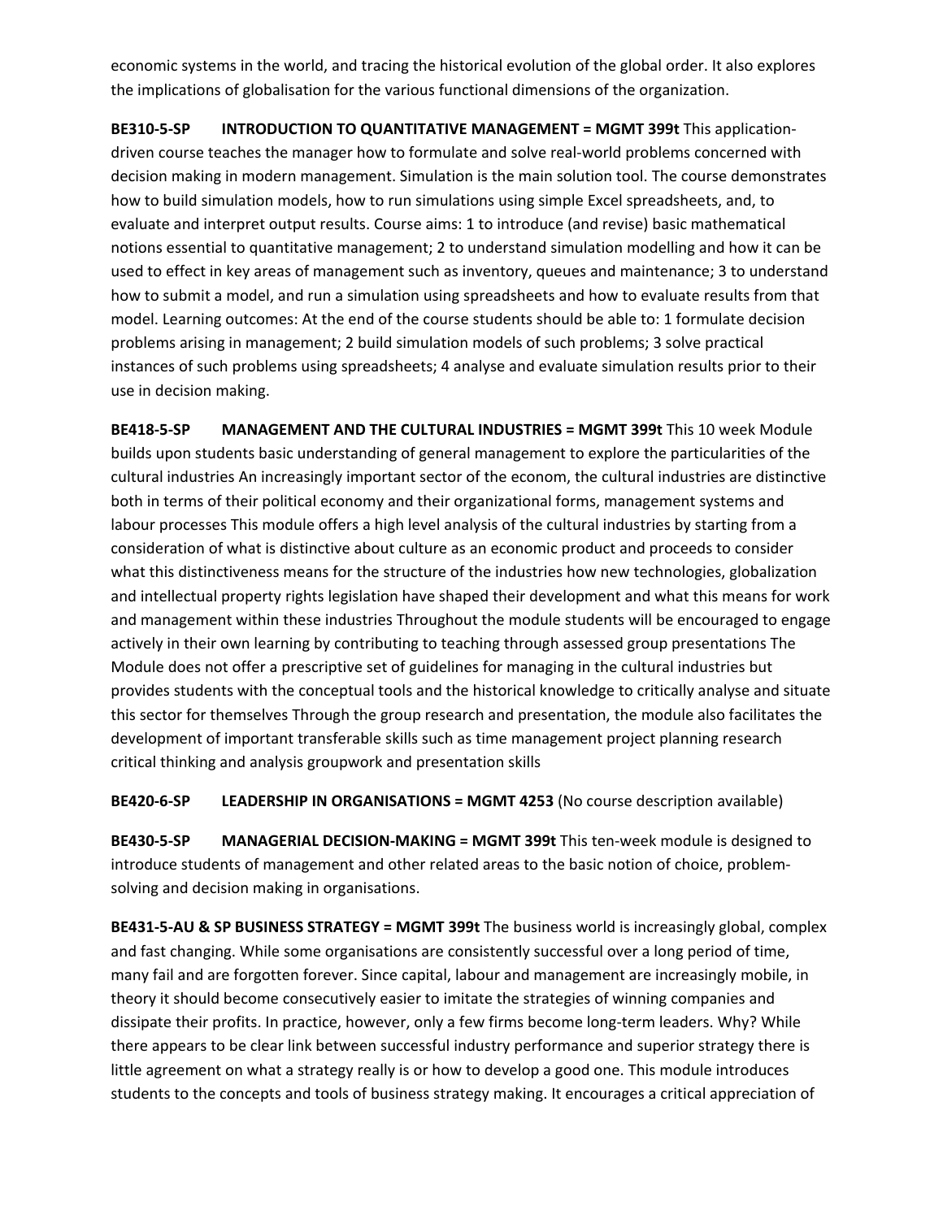economic systems in the world, and tracing the historical evolution of the global order. It also explores the implications of globalisation for the various functional dimensions of the organization.

**BE310-5-SP  INTRODUCTION TO QUANTITATIVE MANAGEMENT = MGMT 399t** This application-driven course teaches the manager how to formulate and solve real-world problems concerned with decision making in modern management. Simulation is the main solution tool. The course demonstrates how to build simulation models, how to run simulations using simple Excel spreadsheets, and, to evaluate and interpret output results. Course aims: 1 to introduce (and revise) basic mathematical notions essential to quantitative management; 2 to understand simulation modelling and how it can be used to effect in key areas of management such as inventory, queues and maintenance; 3 to understand how to submit a model, and run a simulation using spreadsheets and how to evaluate results from that model. Learning outcomes: At the end of the course students should be able to: 1 formulate decision problems arising in management; 2 build simulation models of such problems; 3 solve practical instances of such problems using spreadsheets; 4 analyse and evaluate simulation results prior to their use in decision making.

**BE418-5-SP  MANAGEMENT AND THE CULTURAL INDUSTRIES = MGMT 399t** This 10 week Module builds upon students basic understanding of general management to explore the particularities of the cultural industries An increasingly important sector of the econom, the cultural industries are distinctive both in terms of their political economy and their organizational forms, management systems and labour processes This module offers a high level analysis of the cultural industries by starting from a consideration of what is distinctive about culture as an economic product and proceeds to consider what this distinctiveness means for the structure of the industries how new technologies, globalization and intellectual property rights legislation have shaped their development and what this means for work and management within these industries Throughout the module students will be encouraged to engage actively in their own learning by contributing to teaching through assessed group presentations The Module does not offer a prescriptive set of guidelines for managing in the cultural industries but provides students with the conceptual tools and the historical knowledge to critically analyse and situate this sector for themselves Through the group research and presentation, the module also facilitates the development of important transferable skills such as time management project planning research critical thinking and analysis groupwork and presentation skills

**BE420-6-SP  LEADERSHIP IN ORGANISATIONS = MGMT 4253** (No course description available)

**BE430-5-SP  MANAGERIAL DECISION-MAKING = MGMT 399t** This ten-week module is designed to introduce students of management and other related areas to the basic notion of choice, problem-solving and decision making in organisations.

**BE431-5-AU & SP BUSINESS STRATEGY = MGMT 399t** The business world is increasingly global, complex and fast changing. While some organisations are consistently successful over a long period of time, many fail and are forgotten forever. Since capital, labour and management are increasingly mobile, in theory it should become consecutively easier to imitate the strategies of winning companies and dissipate their profits. In practice, however, only a few firms become long-term leaders. Why? While there appears to be clear link between successful industry performance and superior strategy there is little agreement on what a strategy really is or how to develop a good one. This module introduces students to the concepts and tools of business strategy making. It encourages a critical appreciation of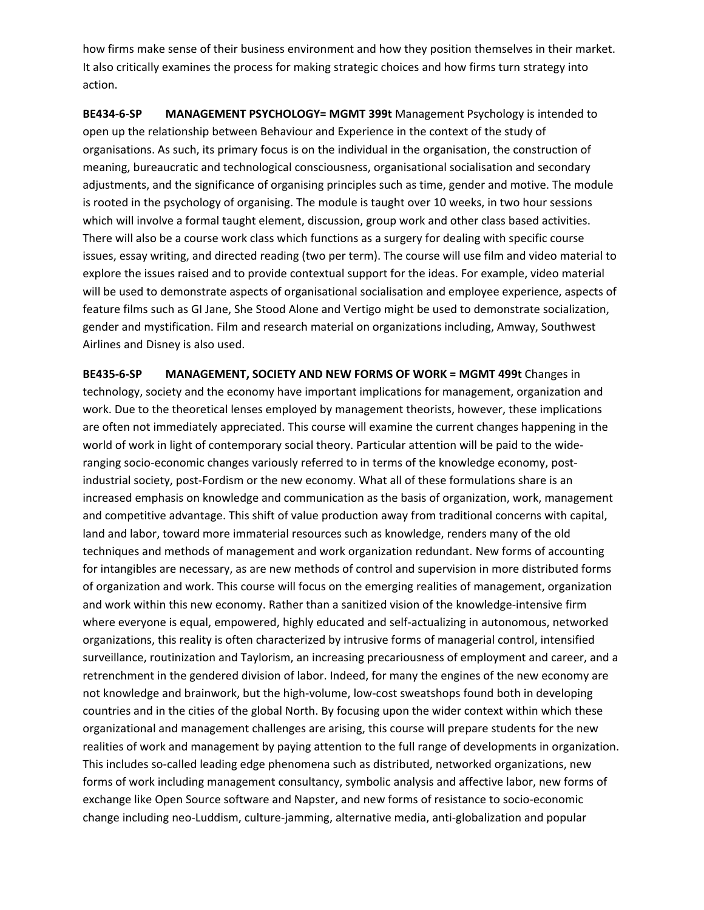how firms make sense of their business environment and how they position themselves in their market. It also critically examines the process for making strategic choices and how firms turn strategy into action.

**BE434-6-SP MANAGEMENT PSYCHOLOGY= MGMT 399t** Management Psychology is intended to open up the relationship between Behaviour and Experience in the context of the study of organisations. As such, its primary focus is on the individual in the organisation, the construction of meaning, bureaucratic and technological consciousness, organisational socialisation and secondary adjustments, and the significance of organising principles such as time, gender and motive. The module is rooted in the psychology of organising. The module is taught over 10 weeks, in two hour sessions which will involve a formal taught element, discussion, group work and other class based activities. There will also be a course work class which functions as a surgery for dealing with specific course issues, essay writing, and directed reading (two per term). The course will use film and video material to explore the issues raised and to provide contextual support for the ideas. For example, video material will be used to demonstrate aspects of organisational socialisation and employee experience, aspects of feature films such as GI Jane, She Stood Alone and Vertigo might be used to demonstrate socialization, gender and mystification. Film and research material on organizations including, Amway, Southwest Airlines and Disney is also used.

**BE435-6-SP MANAGEMENT, SOCIETY AND NEW FORMS OF WORK = MGMT 499t** Changes in technology, society and the economy have important implications for management, organization and work. Due to the theoretical lenses employed by management theorists, however, these implications are often not immediately appreciated. This course will examine the current changes happening in the world of work in light of contemporary social theory. Particular attention will be paid to the wide-ranging socio-economic changes variously referred to in terms of the knowledge economy, post-industrial society, post-Fordism or the new economy. What all of these formulations share is an increased emphasis on knowledge and communication as the basis of organization, work, management and competitive advantage. This shift of value production away from traditional concerns with capital, land and labor, toward more immaterial resources such as knowledge, renders many of the old techniques and methods of management and work organization redundant. New forms of accounting for intangibles are necessary, as are new methods of control and supervision in more distributed forms of organization and work. This course will focus on the emerging realities of management, organization and work within this new economy. Rather than a sanitized vision of the knowledge-intensive firm where everyone is equal, empowered, highly educated and self-actualizing in autonomous, networked organizations, this reality is often characterized by intrusive forms of managerial control, intensified surveillance, routinization and Taylorism, an increasing precariousness of employment and career, and a retrenchment in the gendered division of labor. Indeed, for many the engines of the new economy are not knowledge and brainwork, but the high-volume, low-cost sweatshops found both in developing countries and in the cities of the global North. By focusing upon the wider context within which these organizational and management challenges are arising, this course will prepare students for the new realities of work and management by paying attention to the full range of developments in organization. This includes so-called leading edge phenomena such as distributed, networked organizations, new forms of work including management consultancy, symbolic analysis and affective labor, new forms of exchange like Open Source software and Napster, and new forms of resistance to socio-economic change including neo-Luddism, culture-jamming, alternative media, anti-globalization and popular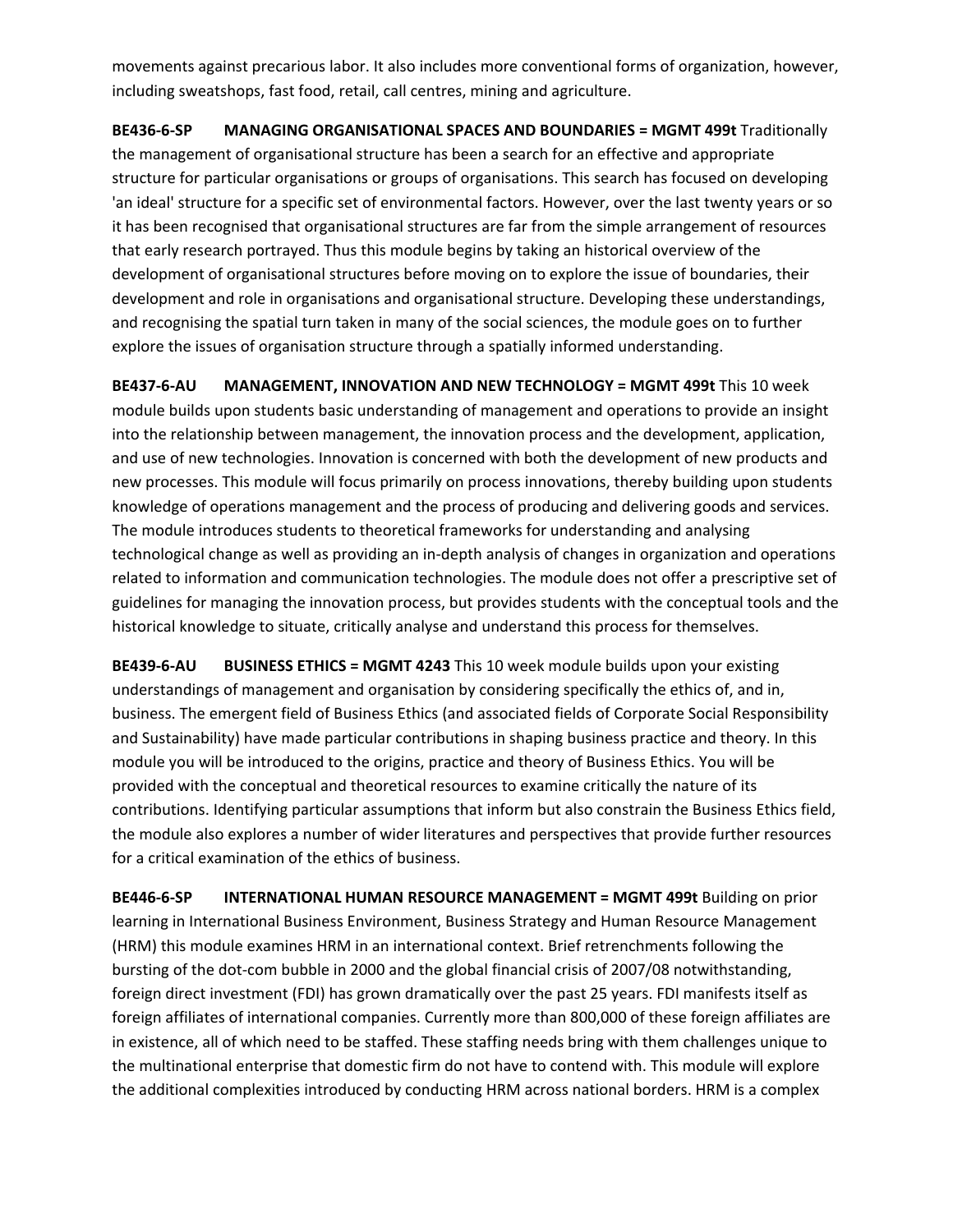movements against precarious labor. It also includes more conventional forms of organization, however, including sweatshops, fast food, retail, call centres, mining and agriculture.

**BE436-6-SP MANAGING ORGANISATIONAL SPACES AND BOUNDARIES = MGMT 499t** Traditionally the management of organisational structure has been a search for an effective and appropriate structure for particular organisations or groups of organisations. This search has focused on developing 'an ideal' structure for a specific set of environmental factors. However, over the last twenty years or so it has been recognised that organisational structures are far from the simple arrangement of resources that early research portrayed. Thus this module begins by taking an historical overview of the development of organisational structures before moving on to explore the issue of boundaries, their development and role in organisations and organisational structure. Developing these understandings, and recognising the spatial turn taken in many of the social sciences, the module goes on to further explore the issues of organisation structure through a spatially informed understanding.

**BE437-6-AU MANAGEMENT, INNOVATION AND NEW TECHNOLOGY = MGMT 499t** This 10 week module builds upon students basic understanding of management and operations to provide an insight into the relationship between management, the innovation process and the development, application, and use of new technologies. Innovation is concerned with both the development of new products and new processes. This module will focus primarily on process innovations, thereby building upon students knowledge of operations management and the process of producing and delivering goods and services. The module introduces students to theoretical frameworks for understanding and analysing technological change as well as providing an in-depth analysis of changes in organization and operations related to information and communication technologies. The module does not offer a prescriptive set of guidelines for managing the innovation process, but provides students with the conceptual tools and the historical knowledge to situate, critically analyse and understand this process for themselves.

**BE439-6-AU BUSINESS ETHICS = MGMT 4243** This 10 week module builds upon your existing understandings of management and organisation by considering specifically the ethics of, and in, business. The emergent field of Business Ethics (and associated fields of Corporate Social Responsibility and Sustainability) have made particular contributions in shaping business practice and theory. In this module you will be introduced to the origins, practice and theory of Business Ethics. You will be provided with the conceptual and theoretical resources to examine critically the nature of its contributions. Identifying particular assumptions that inform but also constrain the Business Ethics field, the module also explores a number of wider literatures and perspectives that provide further resources for a critical examination of the ethics of business.

**BE446-6-SP INTERNATIONAL HUMAN RESOURCE MANAGEMENT = MGMT 499t** Building on prior learning in International Business Environment, Business Strategy and Human Resource Management (HRM) this module examines HRM in an international context. Brief retrenchments following the bursting of the dot-com bubble in 2000 and the global financial crisis of 2007/08 notwithstanding, foreign direct investment (FDI) has grown dramatically over the past 25 years. FDI manifests itself as foreign affiliates of international companies. Currently more than 800,000 of these foreign affiliates are in existence, all of which need to be staffed. These staffing needs bring with them challenges unique to the multinational enterprise that domestic firm do not have to contend with. This module will explore the additional complexities introduced by conducting HRM across national borders. HRM is a complex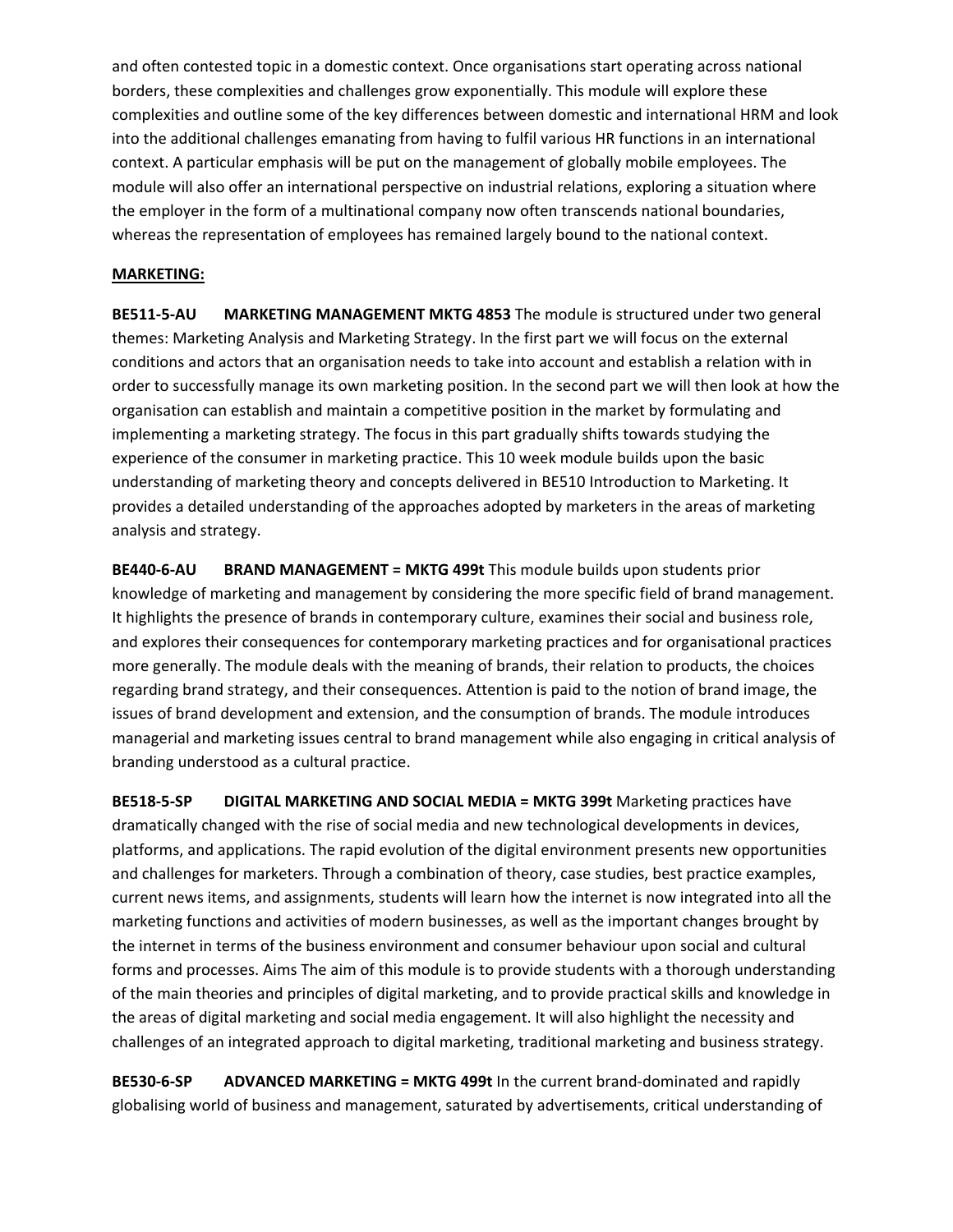and often contested topic in a domestic context. Once organisations start operating across national borders, these complexities and challenges grow exponentially. This module will explore these complexities and outline some of the key differences between domestic and international HRM and look into the additional challenges emanating from having to fulfil various HR functions in an international context. A particular emphasis will be put on the management of globally mobile employees. The module will also offer an international perspective on industrial relations, exploring a situation where the employer in the form of a multinational company now often transcends national boundaries, whereas the representation of employees has remained largely bound to the national context.

**MARKETING:**

**BE511-5-AU MARKETING MANAGEMENT MKTG 4853** The module is structured under two general themes: Marketing Analysis and Marketing Strategy. In the first part we will focus on the external conditions and actors that an organisation needs to take into account and establish a relation with in order to successfully manage its own marketing position. In the second part we will then look at how the organisation can establish and maintain a competitive position in the market by formulating and implementing a marketing strategy. The focus in this part gradually shifts towards studying the experience of the consumer in marketing practice. This 10 week module builds upon the basic understanding of marketing theory and concepts delivered in BE510 Introduction to Marketing. It provides a detailed understanding of the approaches adopted by marketers in the areas of marketing analysis and strategy.

**BE440-6-AU BRAND MANAGEMENT = MKTG 499t** This module builds upon students prior knowledge of marketing and management by considering the more specific field of brand management. It highlights the presence of brands in contemporary culture, examines their social and business role, and explores their consequences for contemporary marketing practices and for organisational practices more generally. The module deals with the meaning of brands, their relation to products, the choices regarding brand strategy, and their consequences. Attention is paid to the notion of brand image, the issues of brand development and extension, and the consumption of brands. The module introduces managerial and marketing issues central to brand management while also engaging in critical analysis of branding understood as a cultural practice.

**BE518-5-SP DIGITAL MARKETING AND SOCIAL MEDIA = MKTG 399t** Marketing practices have dramatically changed with the rise of social media and new technological developments in devices, platforms, and applications. The rapid evolution of the digital environment presents new opportunities and challenges for marketers. Through a combination of theory, case studies, best practice examples, current news items, and assignments, students will learn how the internet is now integrated into all the marketing functions and activities of modern businesses, as well as the important changes brought by the internet in terms of the business environment and consumer behaviour upon social and cultural forms and processes. Aims The aim of this module is to provide students with a thorough understanding of the main theories and principles of digital marketing, and to provide practical skills and knowledge in the areas of digital marketing and social media engagement. It will also highlight the necessity and challenges of an integrated approach to digital marketing, traditional marketing and business strategy.

**BE530-6-SP ADVANCED MARKETING = MKTG 499t** In the current brand-dominated and rapidly globalising world of business and management, saturated by advertisements, critical understanding of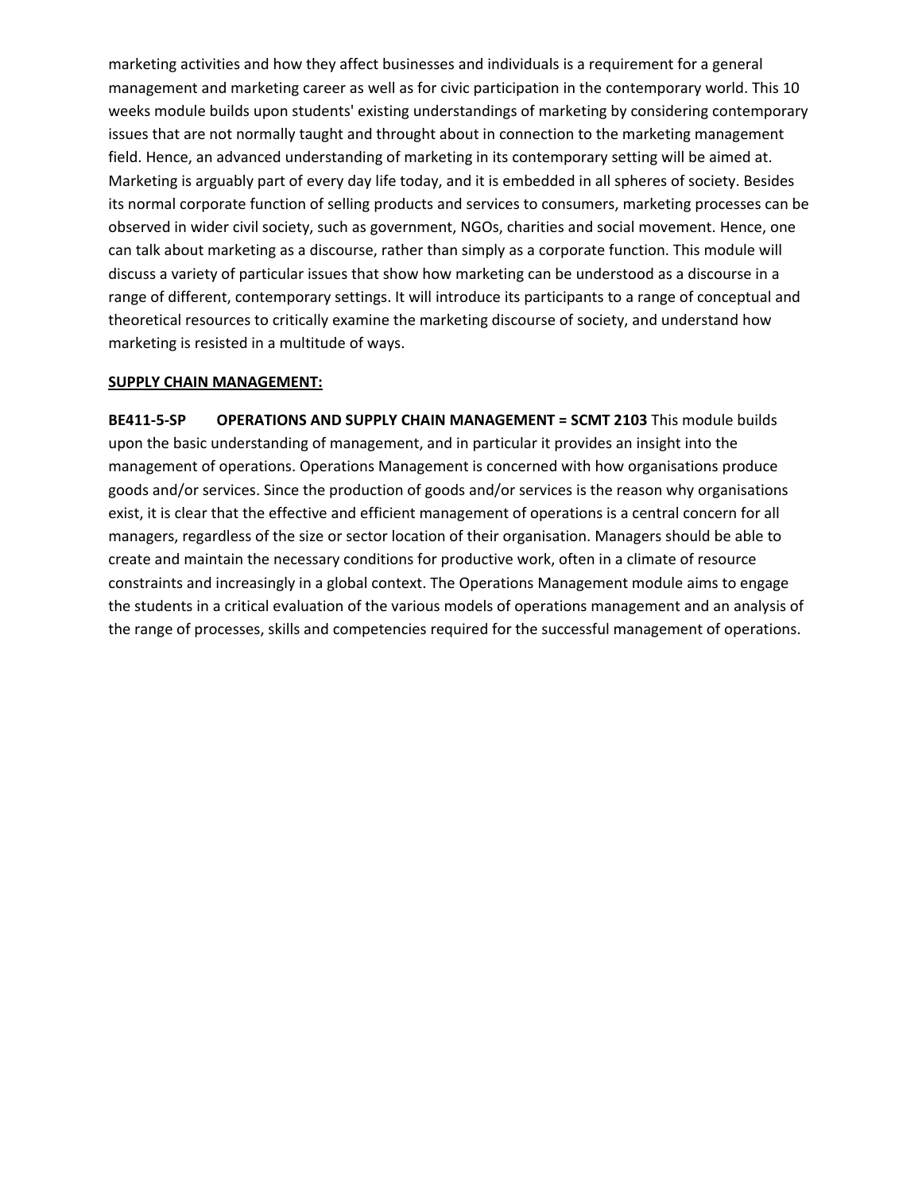marketing activities and how they affect businesses and individuals is a requirement for a general management and marketing career as well as for civic participation in the contemporary world. This 10 weeks module builds upon students' existing understandings of marketing by considering contemporary issues that are not normally taught and throught about in connection to the marketing management field. Hence, an advanced understanding of marketing in its contemporary setting will be aimed at. Marketing is arguably part of every day life today, and it is embedded in all spheres of society. Besides its normal corporate function of selling products and services to consumers, marketing processes can be observed in wider civil society, such as government, NGOs, charities and social movement. Hence, one can talk about marketing as a discourse, rather than simply as a corporate function. This module will discuss a variety of particular issues that show how marketing can be understood as a discourse in a range of different, contemporary settings. It will introduce its participants to a range of conceptual and theoretical resources to critically examine the marketing discourse of society, and understand how marketing is resisted in a multitude of ways.

**SUPPLY CHAIN MANAGEMENT:**

**BE411-5-SP OPERATIONS AND SUPPLY CHAIN MANAGEMENT = SCMT 2103** This module builds upon the basic understanding of management, and in particular it provides an insight into the management of operations. Operations Management is concerned with how organisations produce goods and/or services. Since the production of goods and/or services is the reason why organisations exist, it is clear that the effective and efficient management of operations is a central concern for all managers, regardless of the size or sector location of their organisation. Managers should be able to create and maintain the necessary conditions for productive work, often in a climate of resource constraints and increasingly in a global context. The Operations Management module aims to engage the students in a critical evaluation of the various models of operations management and an analysis of the range of processes, skills and competencies required for the successful management of operations.